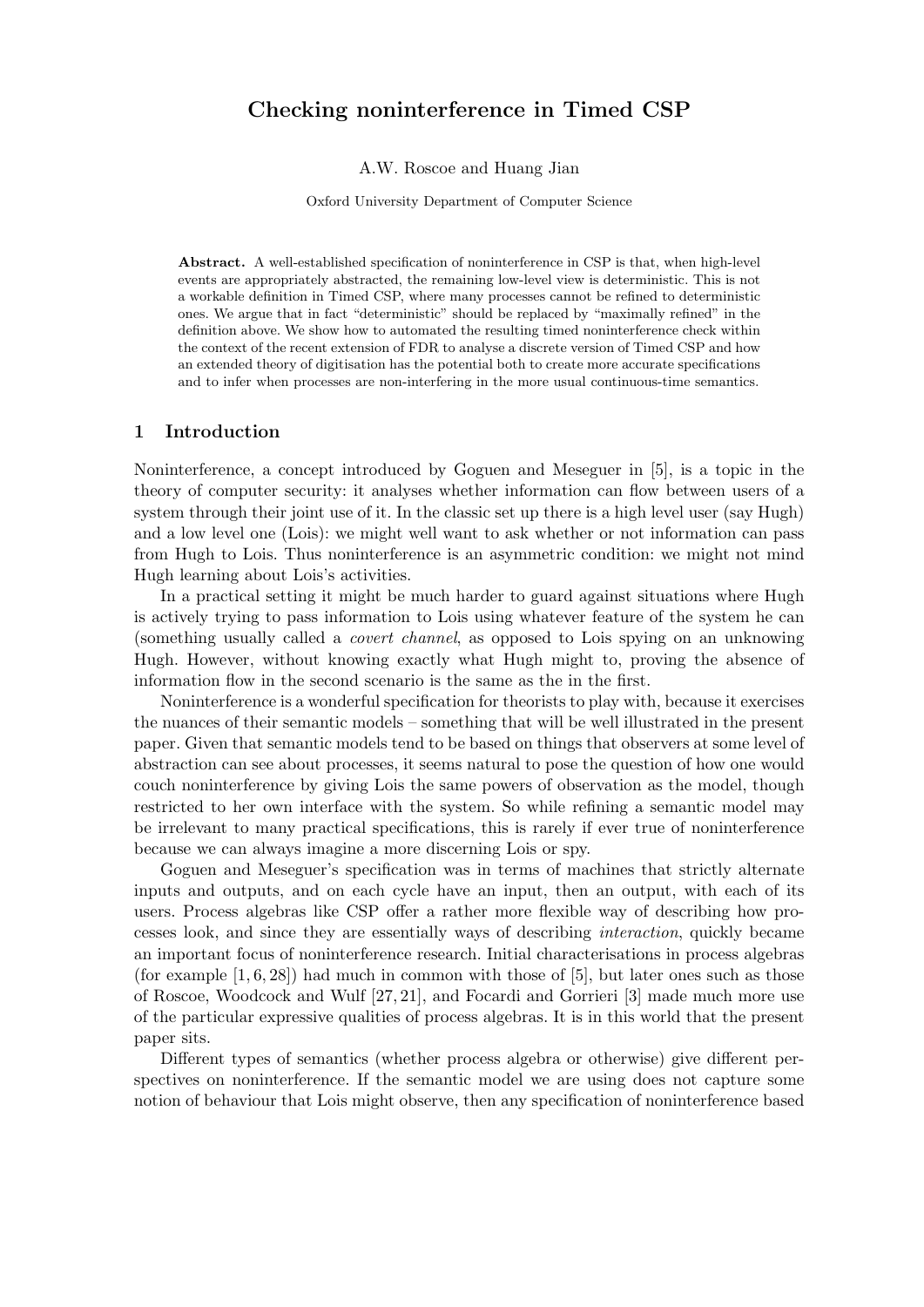# Checking noninterference in Timed CSP

A.W. Roscoe and Huang Jian

Oxford University Department of Computer Science

**Abstract.** A well-established specification of noninterference in CSP is that, when high-level events are appropriately abstracted, the remaining low-level view is deterministic. This is not a workable definition in Timed CSP, where many processes cannot be refined to deterministic ones. We argue that in fact "deterministic" should be replaced by "maximally refined" in the definition above. We show how to automated the resulting timed noninterference check within the context of the recent extension of FDR to analyse a discrete version of Timed CSP and how an extended theory of digitisation has the potential both to create more accurate specifications and to infer when processes are non-interfering in the more usual continuous-time semantics.

## 1 Introduction

Noninterference, a concept introduced by Goguen and Meseguer in [5], is a topic in the theory of computer security: it analyses whether information can flow between users of a system through their joint use of it. In the classic set up there is a high level user (say Hugh) and a low level one (Lois): we might well want to ask whether or not information can pass from Hugh to Lois. Thus noninterference is an asymmetric condition: we might not mind Hugh learning about Lois's activities.

In a practical setting it might be much harder to guard against situations where Hugh is actively trying to pass information to Lois using whatever feature of the system he can (something usually called a *covert channel*, as opposed to Lois spying on an unknowing Hugh. However, without knowing exactly what Hugh might to, proving the absence of information flow in the second scenario is the same as the in the first.

Noninterference is a wonderful specification for theorists to play with, because it exercises the nuances of their semantic models – something that will be well illustrated in the present paper. Given that semantic models tend to be based on things that observers at some level of abstraction can see about processes, it seems natural to pose the question of how one would couch noninterference by giving Lois the same powers of observation as the model, though restricted to her own interface with the system. So while refining a semantic model may be irrelevant to many practical specifications, this is rarely if ever true of noninterference because we can always imagine a more discerning Lois or spy.

Goguen and Meseguer's specification was in terms of machines that strictly alternate inputs and outputs, and on each cycle have an input, then an output, with each of its users. Process algebras like CSP offer a rather more flexible way of describing how processes look, and since they are essentially ways of describing *interaction*, quickly became an important focus of noninterference research. Initial characterisations in process algebras (for example [1, 6, 28]) had much in common with those of [5], but later ones such as those of Roscoe, Woodcock and Wulf [27, 21], and Focardi and Gorrieri [3] made much more use of the particular expressive qualities of process algebras. It is in this world that the present paper sits.

Different types of semantics (whether process algebra or otherwise) give different perspectives on noninterference. If the semantic model we are using does not capture some notion of behaviour that Lois might observe, then any specification of noninterference based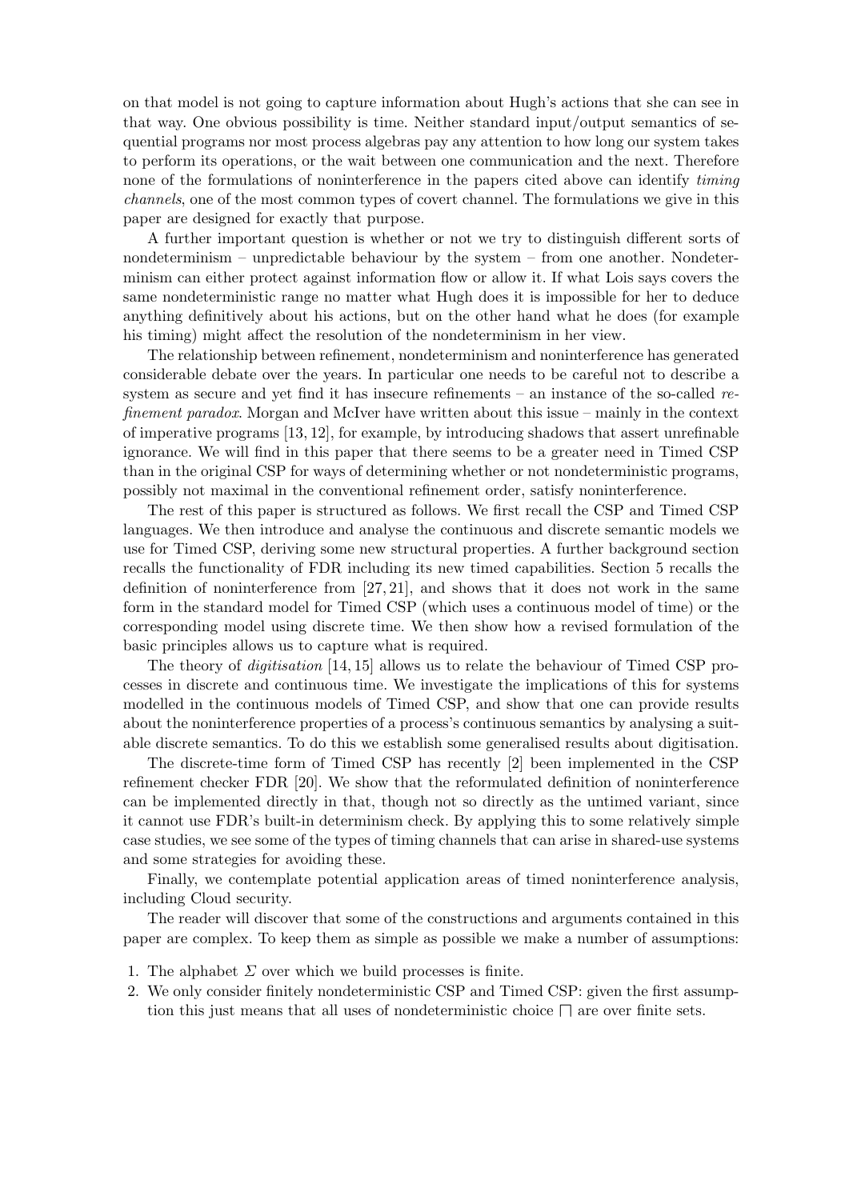on that model is not going to capture information about Hugh's actions that she can see in that way. One obvious possibility is time. Neither standard input/output semantics of sequential programs nor most process algebras pay any attention to how long our system takes to perform its operations, or the wait between one communication and the next. Therefore none of the formulations of noninterference in the papers cited above can identify *timing channels*, one of the most common types of covert channel. The formulations we give in this paper are designed for exactly that purpose.

A further important question is whether or not we try to distinguish different sorts of nondeterminism – unpredictable behaviour by the system – from one another. Nondeterminism can either protect against information flow or allow it. If what Lois says covers the same nondeterministic range no matter what Hugh does it is impossible for her to deduce anything definitively about his actions, but on the other hand what he does (for example his timing) might affect the resolution of the nondeterminism in her view.

The relationship between refinement, nondeterminism and noninterference has generated considerable debate over the years. In particular one needs to be careful not to describe a system as secure and yet find it has insecure refinements – an instance of the so-called *refinement paradox*. Morgan and McIver have written about this issue – mainly in the context of imperative programs [13, 12], for example, by introducing shadows that assert unrefinable ignorance. We will find in this paper that there seems to be a greater need in Timed CSP than in the original CSP for ways of determining whether or not nondeterministic programs, possibly not maximal in the conventional refinement order, satisfy noninterference.

The rest of this paper is structured as follows. We first recall the CSP and Timed CSP languages. We then introduce and analyse the continuous and discrete semantic models we use for Timed CSP, deriving some new structural properties. A further background section recalls the functionality of FDR including its new timed capabilities. Section 5 recalls the definition of noninterference from [27, 21], and shows that it does not work in the same form in the standard model for Timed CSP (which uses a continuous model of time) or the corresponding model using discrete time. We then show how a revised formulation of the basic principles allows us to capture what is required.

The theory of *digitisation* [14, 15] allows us to relate the behaviour of Timed CSP processes in discrete and continuous time. We investigate the implications of this for systems modelled in the continuous models of Timed CSP, and show that one can provide results about the noninterference properties of a process's continuous semantics by analysing a suitable discrete semantics. To do this we establish some generalised results about digitisation.

The discrete-time form of Timed CSP has recently [2] been implemented in the CSP refinement checker FDR [20]. We show that the reformulated definition of noninterference can be implemented directly in that, though not so directly as the untimed variant, since it cannot use FDR's built-in determinism check. By applying this to some relatively simple case studies, we see some of the types of timing channels that can arise in shared-use systems and some strategies for avoiding these.

Finally, we contemplate potential application areas of timed noninterference analysis, including Cloud security.

The reader will discover that some of the constructions and arguments contained in this paper are complex. To keep them as simple as possible we make a number of assumptions:

1. The alphabet $\Sigma$ over which we build processes is finite.
2. We only consider finitely nondeterministic CSP and Timed CSP: given the first assumption this just means that all uses of nondeterministic choice $\sqcap$ are over finite sets.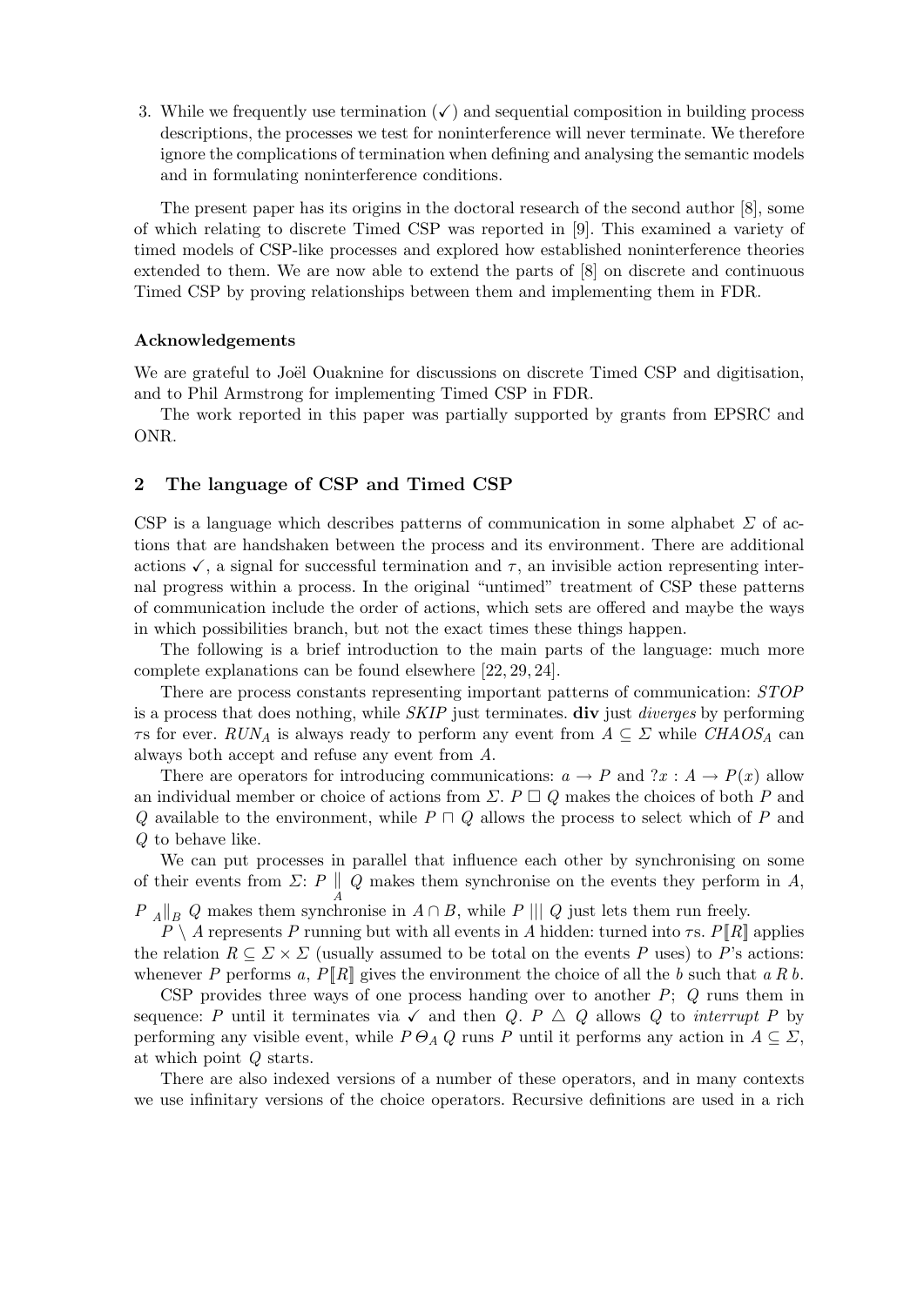3. While we frequently use termination ($\checkmark$) and sequential composition in building process descriptions, the processes we test for noninterference will never terminate. We therefore ignore the complications of termination when defining and analysing the semantic models and in formulating noninterference conditions.

The present paper has its origins in the doctoral research of the second author [8], some of which relating to discrete Timed CSP was reported in [9]. This examined a variety of timed models of CSP-like processes and explored how established noninterference theories extended to them. We are now able to extend the parts of [8] on discrete and continuous Timed CSP by proving relationships between them and implementing them in FDR.

**Acknowledgements**

We are grateful to Joël Ouaknine for discussions on discrete Timed CSP and digitisation, and to Phil Armstrong for implementing Timed CSP in FDR.

The work reported in this paper was partially supported by grants from EPSRC and ONR.

## 2 The language of CSP and Timed CSP

CSP is a language which describes patterns of communication in some alphabet $\Sigma$ of actions that are handshaken between the process and its environment. There are additional actions $\checkmark$, a signal for successful termination and $\tau$, an invisible action representing internal progress within a process. In the original "untimed" treatment of CSP these patterns of communication include the order of actions, which sets are offered and maybe the ways in which possibilities branch, but not the exact times these things happen.

The following is a brief introduction to the main parts of the language: much more complete explanations can be found elsewhere [22, 29, 24].

There are process constants representing important patterns of communication: *STOP* is a process that does nothing, while *SKIP* just terminates. **div** just *diverges* by performing $\tau$s for ever. $RUN_A$ is always ready to perform any event from $A \subseteq \Sigma$ while $CHAOS_A$ can always both accept and refuse any event from $A$.

There are operators for introducing communications: $a \rightarrow P$ and $?x : A \rightarrow P(x)$ allow an individual member or choice of actions from $\Sigma$. $P \mathbin{\Box} Q$ makes the choices of both $P$ and $Q$ available to the environment, while $P \sqcap Q$ allows the process to select which of $P$ and $Q$ to behave like.

We can put processes in parallel that influence each other by synchronising on some of their events from $\Sigma$: $P \underset{A}{\parallel} Q$ makes them synchronise on the events they perform in $A$, $P \;{}_{A}\|_{B}\; Q$ makes them synchronise in $A \cap B$, while $P \;|||\; Q$ just lets them run freely.

$P \setminus A$ represents $P$ running but with all events in $A$ hidden: turned into $\tau$s. $P[\![R]\!]$ applies the relation $R \subseteq \Sigma \times \Sigma$ (usually assumed to be total on the events $P$ uses) to $P$'s actions: whenever $P$ performs $a$, $P[\![R]\!]$ gives the environment the choice of all the $b$ such that $a \mathrel{R} b$.

CSP provides three ways of one process handing over to another $P;\ Q$ runs them in sequence: $P$ until it terminates via $\checkmark$ and then $Q$. $P \bigtriangleup Q$ allows $Q$ to *interrupt* $P$ by performing any visible event, while $P \,\Theta_A\, Q$ runs $P$ until it performs any action in $A \subseteq \Sigma$, at which point $Q$ starts.

There are also indexed versions of a number of these operators, and in many contexts we use infinitary versions of the choice operators. Recursive definitions are used in a rich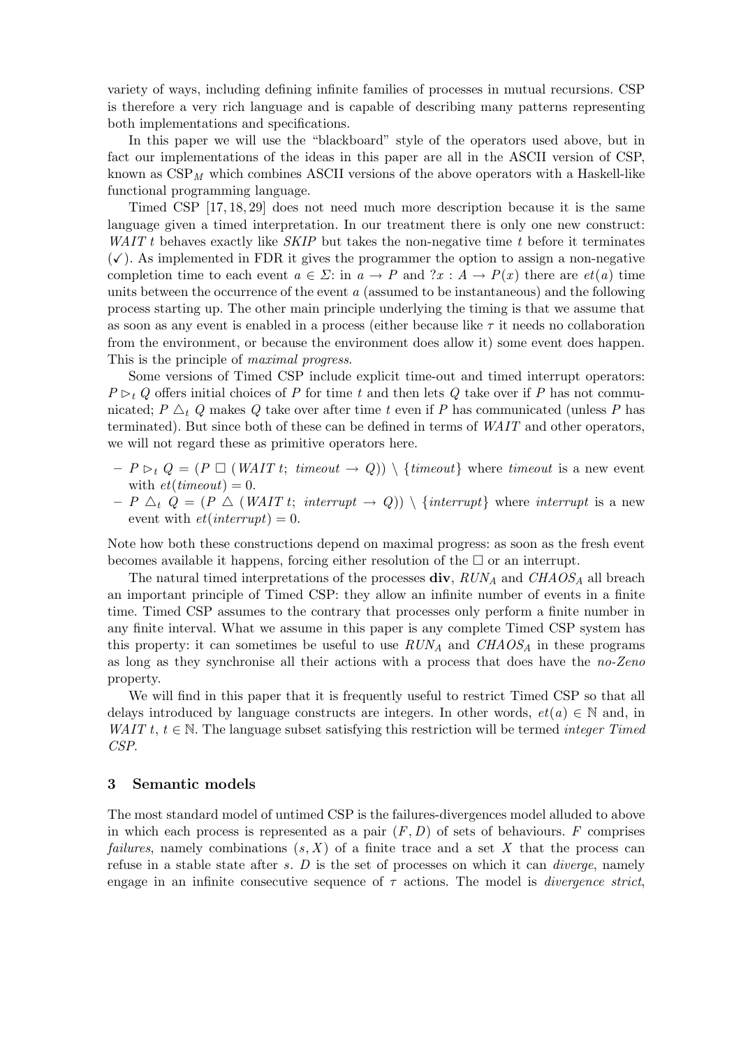variety of ways, including defining infinite families of processes in mutual recursions. CSP is therefore a very rich language and is capable of describing many patterns representing both implementations and specifications.

In this paper we will use the "blackboard" style of the operators used above, but in fact our implementations of the ideas in this paper are all in the ASCII version of CSP, known as $\mathrm{CSP}_M$ which combines ASCII versions of the above operators with a Haskell-like functional programming language.

Timed CSP [17, 18, 29] does not need much more description because it is the same language given a timed interpretation. In our treatment there is only one new construct: $WAIT\ t$ behaves exactly like $SKIP$ but takes the non-negative time $t$ before it terminates ($\checkmark$). As implemented in FDR it gives the programmer the option to assign a non-negative completion time to each event $a \in \Sigma$: in $a \rightarrow P$ and $?x : A \rightarrow P(x)$ there are $et(a)$ time units between the occurrence of the event $a$ (assumed to be instantaneous) and the following process starting up. The other main principle underlying the timing is that we assume that as soon as any event is enabled in a process (either because like $\tau$ it needs no collaboration from the environment, or because the environment does allow it) some event does happen. This is the principle of *maximal progress*.

Some versions of Timed CSP include explicit time-out and timed interrupt operators: $P \rhd_t Q$ offers initial choices of $P$ for time $t$ and then lets $Q$ take over if $P$ has not communicated; $P \bigtriangleup_t Q$ makes $Q$ take over after time $t$ even if $P$ has communicated (unless $P$ has terminated). But since both of these can be defined in terms of $WAIT$ and other operators, we will not regard these as primitive operators here.

- $P \rhd_t Q = (P \;\square\; (WAIT\ t;\ timeout \rightarrow Q)) \setminus \{timeout\}$ where $timeout$ is a new event with $et(timeout) = 0$.
- $P \bigtriangleup_t Q = (P \bigtriangleup (WAIT\ t;\ interrupt \rightarrow Q)) \setminus \{interrupt\}$ where $interrupt$ is a new event with $et(interrupt) = 0$.

Note how both these constructions depend on maximal progress: as soon as the fresh event becomes available it happens, forcing either resolution of the $\square$ or an interrupt.

The natural timed interpretations of the processes **div**, $RUN_A$ and $CHAOS_A$ all breach an important principle of Timed CSP: they allow an infinite number of events in a finite time. Timed CSP assumes to the contrary that processes only perform a finite number in any finite interval. What we assume in this paper is any complete Timed CSP system has this property: it can sometimes be useful to use $RUN_A$ and $CHAOS_A$ in these programs as long as they synchronise all their actions with a process that does have the *no-Zeno* property.

We will find in this paper that it is frequently useful to restrict Timed CSP so that all delays introduced by language constructs are integers. In other words, $et(a) \in \mathbb{N}$ and, in $WAIT\ t$, $t \in \mathbb{N}$. The language subset satisfying this restriction will be termed *integer Timed CSP*.

## 3 Semantic models

The most standard model of untimed CSP is the failures-divergences model alluded to above in which each process is represented as a pair $(F, D)$ of sets of behaviours. $F$ comprises *failures*, namely combinations $(s, X)$ of a finite trace and a set $X$ that the process can refuse in a stable state after $s$. $D$ is the set of processes on which it can *diverge*, namely engage in an infinite consecutive sequence of $\tau$ actions. The model is *divergence strict*,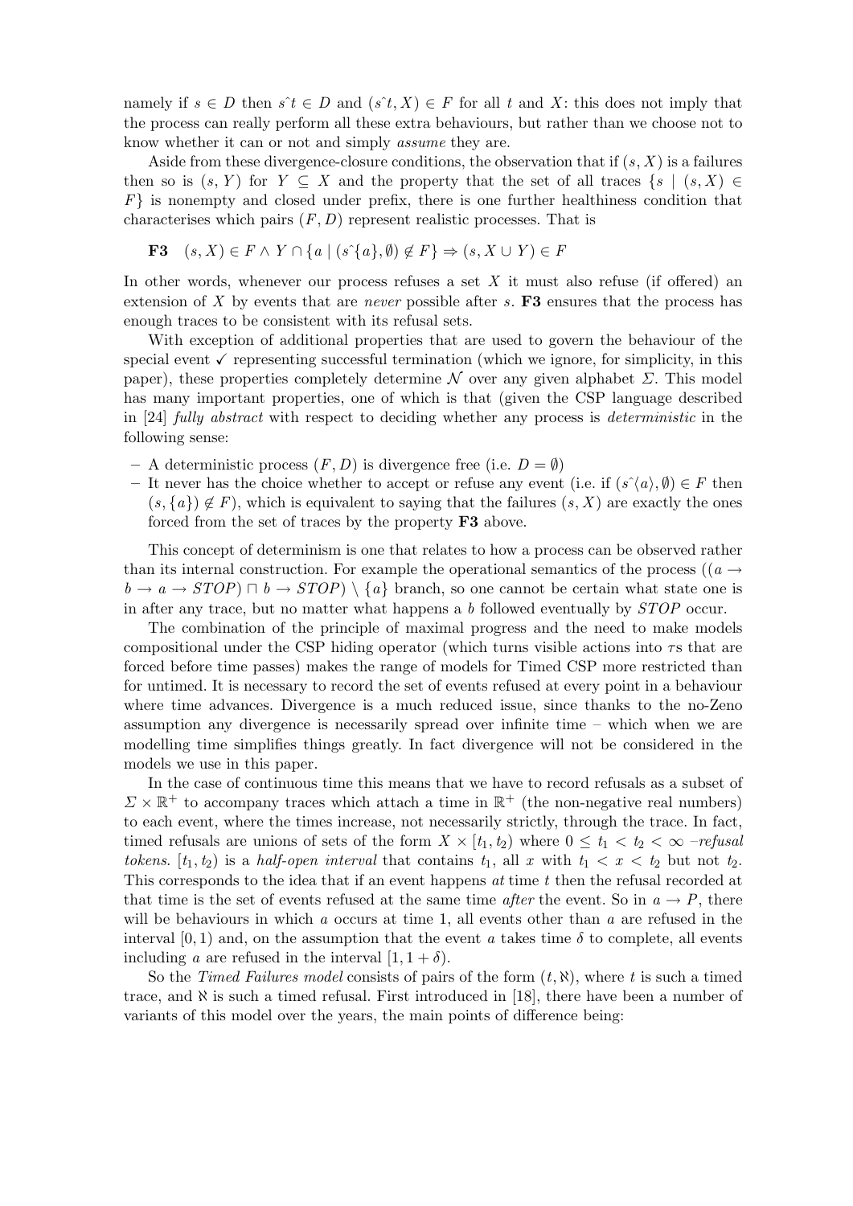namely if $s \in D$ then $s\hat{\ }t \in D$ and $(s\hat{\ }t, X) \in F$ for all $t$ and $X$: this does not imply that the process can really perform all these extra behaviours, but rather than we choose not to know whether it can or not and simply *assume* they are.

Aside from these divergence-closure conditions, the observation that if $(s, X)$ is a failures then so is $(s, Y)$ for $Y \subseteq X$ and the property that the set of all traces $\{s \mid (s, X) \in F\}$ is nonempty and closed under prefix, there is one further healthiness condition that characterises which pairs $(F, D)$ represent realistic processes. That is

**F3** $\quad (s, X) \in F \wedge Y \cap \{a \mid (s\hat{\ }\{a\}, \emptyset) \notin F\} \Rightarrow (s, X \cup Y) \in F$

In other words, whenever our process refuses a set $X$ it must also refuse (if offered) an extension of $X$ by events that are *never* possible after $s$. **F3** ensures that the process has enough traces to be consistent with its refusal sets.

With exception of additional properties that are used to govern the behaviour of the special event ✓ representing successful termination (which we ignore, for simplicity, in this paper), these properties completely determine $\mathcal{N}$ over any given alphabet $\Sigma$. This model has many important properties, one of which is that (given the CSP language described in [24] *fully abstract* with respect to deciding whether any process is *deterministic* in the following sense:

- A deterministic process $(F, D)$ is divergence free (i.e. $D = \emptyset$)
- It never has the choice whether to accept or refuse any event (i.e. if $(s\hat{\ }\langle a\rangle, \emptyset) \in F$ then $(s, \{a\}) \notin F$), which is equivalent to saying that the failures $(s, X)$ are exactly the ones forced from the set of traces by the property **F3** above.

This concept of determinism is one that relates to how a process can be observed rather than its internal construction. For example the operational semantics of the process $((a \rightarrow b \rightarrow a \rightarrow STOP) \sqcap b \rightarrow STOP) \setminus \{a\}$ branch, so one cannot be certain what state one is in after any trace, but no matter what happens a $b$ followed eventually by $STOP$ occur.

The combination of the principle of maximal progress and the need to make models compositional under the CSP hiding operator (which turns visible actions into $\tau$s that are forced before time passes) makes the range of models for Timed CSP more restricted than for untimed. It is necessary to record the set of events refused at every point in a behaviour where time advances. Divergence is a much reduced issue, since thanks to the no-Zeno assumption any divergence is necessarily spread over infinite time – which when we are modelling time simplifies things greatly. In fact divergence will not be considered in the models we use in this paper.

In the case of continuous time this means that we have to record refusals as a subset of $\Sigma \times \mathbb{R}^+$ to accompany traces which attach a time in $\mathbb{R}^+$ (the non-negative real numbers) to each event, where the times increase, not necessarily strictly, through the trace. In fact, timed refusals are unions of sets of the form $X \times [t_1, t_2)$ where $0 \leq t_1 < t_2 < \infty$ –*refusal tokens*. $[t_1, t_2)$ is a *half-open interval* that contains $t_1$, all $x$ with $t_1 < x < t_2$ but not $t_2$. This corresponds to the idea that if an event happens *at* time $t$ then the refusal recorded at that time is the set of events refused at the same time *after* the event. So in $a \rightarrow P$, there will be behaviours in which $a$ occurs at time 1, all events other than $a$ are refused in the interval $[0, 1)$ and, on the assumption that the event $a$ takes time $\delta$ to complete, all events including $a$ are refused in the interval $[1, 1 + \delta)$.

So the *Timed Failures model* consists of pairs of the form $(t, \aleph)$, where $t$ is such a timed trace, and $\aleph$ is such a timed refusal. First introduced in [18], there have been a number of variants of this model over the years, the main points of difference being: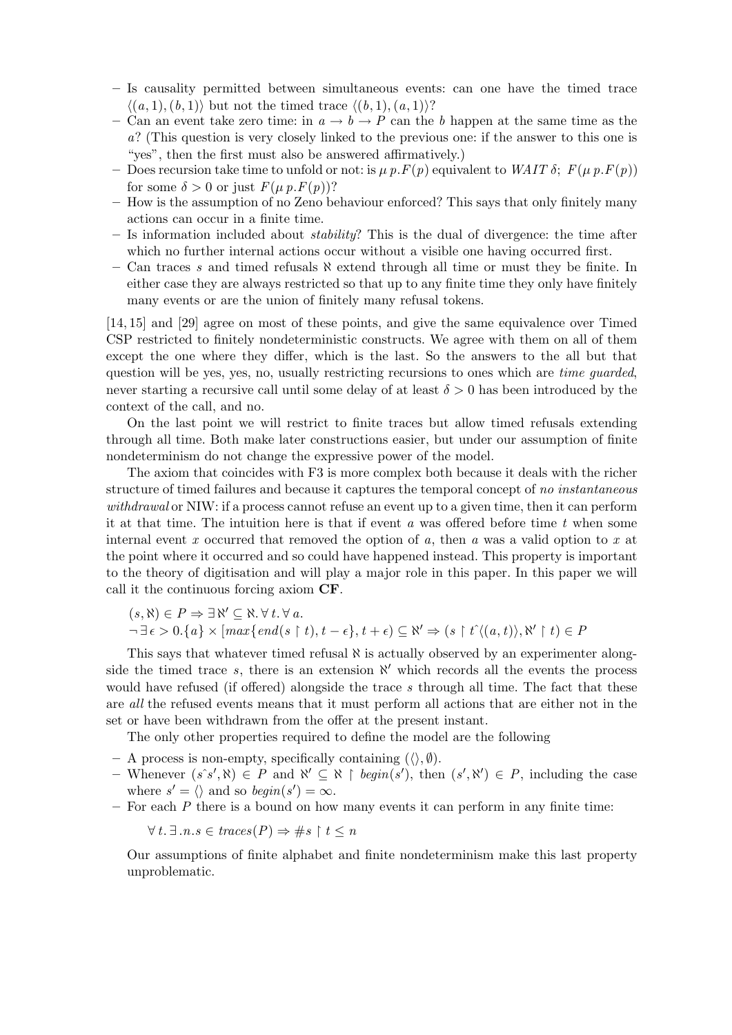- Is causality permitted between simultaneous events: can one have the timed trace $\langle(a, 1), (b, 1)\rangle$ but not the timed trace $\langle(b, 1), (a, 1)\rangle$?
- Can an event take zero time: in $a \to b \to P$ can the $b$ happen at the same time as the $a$? (This question is very closely linked to the previous one: if the answer to this one is "yes", then the first must also be answered affirmatively.)
- Does recursion take time to unfold or not: is $\mu\, p.F(p)$ equivalent to $WAIT\ \delta;\ F(\mu\, p.F(p))$ for some $\delta > 0$ or just $F(\mu\, p.F(p))$?
- How is the assumption of no Zeno behaviour enforced? This says that only finitely many actions can occur in a finite time.
- Is information included about *stability*? This is the dual of divergence: the time after which no further internal actions occur without a visible one having occurred first.
- Can traces $s$ and timed refusals $\aleph$ extend through all time or must they be finite. In either case they are always restricted so that up to any finite time they only have finitely many events or are the union of finitely many refusal tokens.

[14, 15] and [29] agree on most of these points, and give the same equivalence over Timed CSP restricted to finitely nondeterministic constructs. We agree with them on all of them except the one where they differ, which is the last. So the answers to the all but that question will be yes, yes, no, usually restricting recursions to ones which are *time guarded*, never starting a recursive call until some delay of at least $\delta > 0$ has been introduced by the context of the call, and no.

On the last point we will restrict to finite traces but allow timed refusals extending through all time. Both make later constructions easier, but under our assumption of finite nondeterminism do not change the expressive power of the model.

The axiom that coincides with F3 is more complex both because it deals with the richer structure of timed failures and because it captures the temporal concept of *no instantaneous withdrawal* or NIW: if a process cannot refuse an event up to a given time, then it can perform it at that time. The intuition here is that if event $a$ was offered before time $t$ when some internal event $x$ occurred that removed the option of $a$, then $a$ was a valid option to $x$ at the point where it occurred and so could have happened instead. This property is important to the theory of digitisation and will play a major role in this paper. In this paper we will call it the continuous forcing axiom **CF**.

$$
\begin{aligned}
&(s, \aleph) \in P \Rightarrow \exists\, \aleph' \subseteq \aleph.\, \forall\, t.\, \forall\, a. \\
&\neg \exists\, \epsilon > 0. \{a\} \times [max\{end(s \restriction t), t - \epsilon\}, t + \epsilon) \subseteq \aleph' \Rightarrow (s \restriction t\hat{\ }\langle(a, t)\rangle, \aleph' \restriction t) \in P
\end{aligned}
$$

This says that whatever timed refusal $\aleph$ is actually observed by an experimenter alongside the timed trace $s$, there is an extension $\aleph'$ which records all the events the process would have refused (if offered) alongside the trace $s$ through all time. The fact that these are *all* the refused events means that it must perform all actions that are either not in the set or have been withdrawn from the offer at the present instant.

The only other properties required to define the model are the following

- A process is non-empty, specifically containing $(\langle\rangle, \emptyset)$.
- Whenever $(s\hat{\ }s', \aleph) \in P$ and $\aleph' \subseteq \aleph \restriction begin(s')$, then $(s', \aleph') \in P$, including the case where $s' = \langle\rangle$ and so $begin(s') = \infty$.
- For each $P$ there is a bound on how many events it can perform in any finite time:

  $\forall\, t.\, \exists\, .n.s \in traces(P) \Rightarrow \#s \restriction t \leq n$

  Our assumptions of finite alphabet and finite nondeterminism make this last property unproblematic.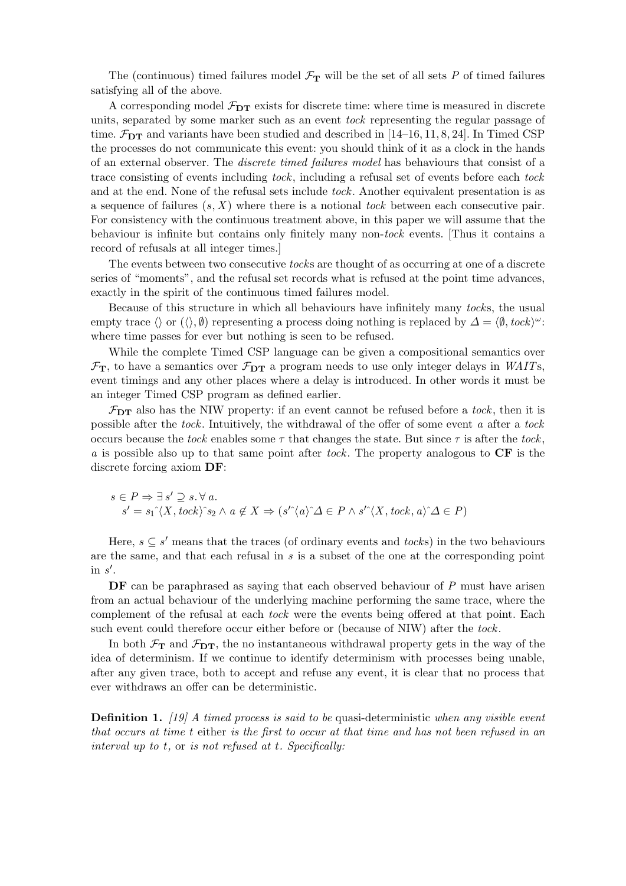The (continuous) timed failures model $\mathcal{F}_{\mathbf{T}}$ will be the set of all sets $P$ of timed failures satisfying all of the above.

A corresponding model $\mathcal{F}_{\mathbf{DT}}$ exists for discrete time: where time is measured in discrete units, separated by some marker such as an event *tock* representing the regular passage of time. $\mathcal{F}_{\mathbf{DT}}$ and variants have been studied and described in [14–16, 11, 8, 24]. In Timed CSP the processes do not communicate this event: you should think of it as a clock in the hands of an external observer. The *discrete timed failures model* has behaviours that consist of a trace consisting of events including *tock*, including a refusal set of events before each *tock* and at the end. None of the refusal sets include *tock*. Another equivalent presentation is as a sequence of failures $(s, X)$ where there is a notional *tock* between each consecutive pair. For consistency with the continuous treatment above, in this paper we will assume that the behaviour is infinite but contains only finitely many non-*tock* events. [Thus it contains a record of refusals at all integer times.]

The events between two consecutive *tock*s are thought of as occurring at one of a discrete series of "moments", and the refusal set records what is refused at the point time advances, exactly in the spirit of the continuous timed failures model.

Because of this structure in which all behaviours have infinitely many *tock*s, the usual empty trace $\langle\rangle$ or $(\langle\rangle, \emptyset)$ representing a process doing nothing is replaced by $\Delta = \langle \emptyset, tock\rangle^\omega$: where time passes for ever but nothing is seen to be refused.

While the complete Timed CSP language can be given a compositional semantics over $\mathcal{F}_{\mathbf{T}}$, to have a semantics over $\mathcal{F}_{\mathbf{DT}}$ a program needs to use only integer delays in *WAIT*s, event timings and any other places where a delay is introduced. In other words it must be an integer Timed CSP program as defined earlier.

$\mathcal{F}_{\mathbf{DT}}$ also has the NIW property: if an event cannot be refused before a *tock*, then it is possible after the *tock*. Intuitively, the withdrawal of the offer of some event $a$ after a *tock* occurs because the *tock* enables some $\tau$ that changes the state. But since $\tau$ is after the *tock*, $a$ is possible also up to that same point after *tock*. The property analogous to **CF** is the discrete forcing axiom **DF**:

$$
\begin{aligned}
&s \in P \Rightarrow \exists\, s' \supseteq s.\, \forall\, a. \\
&\quad s' = s_1\hat{}\langle X, tock\rangle\hat{}s_2 \wedge a \notin X \Rightarrow (s'\hat{}\langle a\rangle\hat{}\Delta \in P \wedge s'\hat{}\langle X, tock, a\rangle\hat{}\Delta \in P)
\end{aligned}
$$

Here, $s \subseteq s'$ means that the traces (of ordinary events and *tock*s) in the two behaviours are the same, and that each refusal in $s$ is a subset of the one at the corresponding point in $s'$.

**DF** can be paraphrased as saying that each observed behaviour of $P$ must have arisen from an actual behaviour of the underlying machine performing the same trace, where the complement of the refusal at each *tock* were the events being offered at that point. Each such event could therefore occur either before or (because of NIW) after the *tock*.

In both $\mathcal{F}_{\mathbf{T}}$ and $\mathcal{F}_{\mathbf{DT}}$, the no instantaneous withdrawal property gets in the way of the idea of determinism. If we continue to identify determinism with processes being unable, after any given trace, both to accept and refuse any event, it is clear that no process that ever withdraws an offer can be deterministic.

**Definition 1.** *[19] A timed process is said to be* quasi-deterministic *when any visible event that occurs at time* $t$ either *is the first to occur at that time and has not been refused in an interval up to* $t$*,* or *is not refused at* $t$*. Specifically:*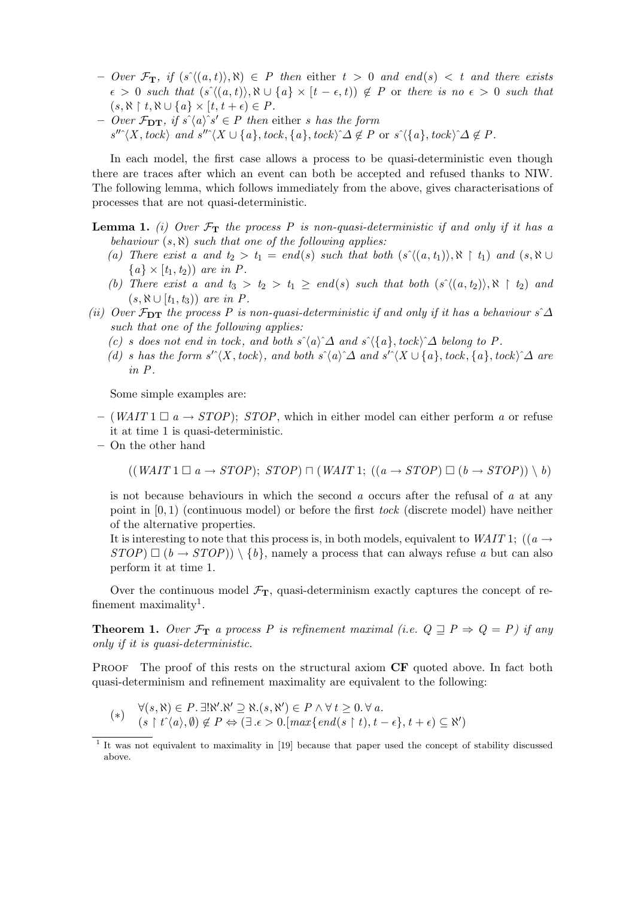- *Over* $\mathcal{F}_{\mathbf{T}}$*, if* $(s\hat{\ }\langle(a,t)\rangle, \aleph) \in P$ *then* either $t > 0$ *and* $end(s) < t$ *and there exists* $\epsilon > 0$ *such that* $(s\hat{\ }\langle(a,t)\rangle, \aleph \cup \{a\} \times [t-\epsilon, t)) \notin P$ or *there is no* $\epsilon > 0$ *such that* $(s, \aleph \upharpoonright t, \aleph \cup \{a\} \times [t, t+\epsilon) \in P$.
- *Over* $\mathcal{F}_{\mathbf{DT}}$*, if* $s\hat{\ }\langle a\rangle\hat{\ }s' \in P$ *then* either *s has the form* $s''\hat{\ }\langle X, tock\rangle$ *and* $s''\hat{\ }\langle X \cup \{a\}, tock, \{a\}, tock\rangle\hat{\ }\Delta \notin P$ or $s\hat{\ }\langle\{a\}, tock\rangle\hat{\ }\Delta \notin P$.

In each model, the first case allows a process to be quasi-deterministic even though there are traces after which an event can both be accepted and refused thanks to NIW. The following lemma, which follows immediately from the above, gives characterisations of processes that are not quasi-deterministic.

**Lemma 1.** *(i) Over* $\mathcal{F}_{\mathbf{T}}$ *the process P is non-quasi-deterministic if and only if it has a behaviour* $(s, \aleph)$ *such that one of the following applies:*

*(a) There exist a and* $t_2 > t_1 = end(s)$ *such that both* $(s\hat{\ }\langle(a,t_1)\rangle, \aleph \upharpoonright t_1)$ *and* $(s, \aleph \cup \{a\} \times [t_1, t_2))$ *are in P.*

*(b) There exist a and* $t_3 > t_2 > t_1 \geq end(s)$ *such that both* $(s\hat{\ }\langle(a,t_2)\rangle, \aleph \upharpoonright t_2)$ *and* $(s, \aleph \cup [t_1, t_3))$ *are in P.*

*(ii) Over* $\mathcal{F}_{\mathbf{DT}}$ *the process P is non-quasi-deterministic if and only if it has a behaviour* $s\hat{\ }\Delta$ *such that one of the following applies:*

*(c) s does not end in tock, and both* $s\hat{\ }\langle a\rangle\hat{\ }\Delta$ *and* $s\hat{\ }\langle\{a\}, tock\rangle\hat{\ }\Delta$ *belong to P.*

*(d) s has the form* $s'\hat{\ }\langle X, tock\rangle$*, and both* $s\hat{\ }\langle a\rangle\hat{\ }\Delta$ *and* $s'\hat{\ }\langle X \cup \{a\}, tock, \{a\}, tock\rangle\hat{\ }\Delta$ *are in P.*

Some simple examples are:

- $(WAIT\,1 \,\square\, a \rightarrow STOP);\ STOP$, which in either model can either perform $a$ or refuse it at time 1 is quasi-deterministic.
- On the other hand

$$((WAIT\,1 \,\square\, a \rightarrow STOP);\ STOP) \sqcap (WAIT\,1;\ ((a \rightarrow STOP) \,\square\, (b \rightarrow STOP)) \setminus b)$$

is not because behaviours in which the second $a$ occurs after the refusal of $a$ at any point in $[0, 1)$ (continuous model) or before the first *tock* (discrete model) have neither of the alternative properties.

It is interesting to note that this process is, in both models, equivalent to $WAIT\,1;\ ((a \rightarrow STOP) \,\square\, (b \rightarrow STOP)) \setminus \{b\}$, namely a process that can always refuse $a$ but can also perform it at time 1.

Over the continuous model $\mathcal{F}_{\mathbf{T}}$, quasi-determinism exactly captures the concept of refinement maximality[1].

**Theorem 1.** *Over* $\mathcal{F}_{\mathbf{T}}$ *a process P is refinement maximal (i.e.* $Q \sqsupseteq P \Rightarrow Q = P$*) if any only if it is quasi-deterministic.*

Proof The proof of this rests on the structural axiom **CF** quoted above. In fact both quasi-determinism and refinement maximality are equivalent to the following:

$$(*) \quad \begin{array}{l} \forall (s, \aleph) \in P.\, \exists! \aleph'.\aleph' \supseteq \aleph.(s, \aleph') \in P \wedge \forall\, t \geq 0.\, \forall\, a. \\ (s \upharpoonright t\hat{\ }\langle a\rangle, \emptyset) \notin P \Leftrightarrow (\exists .\epsilon > 0.[max\{end(s \upharpoonright t), t - \epsilon\}, t + \epsilon) \subseteq \aleph') \end{array}$$

[1] It was not equivalent to maximality in [19] because that paper used the concept of stability discussed above.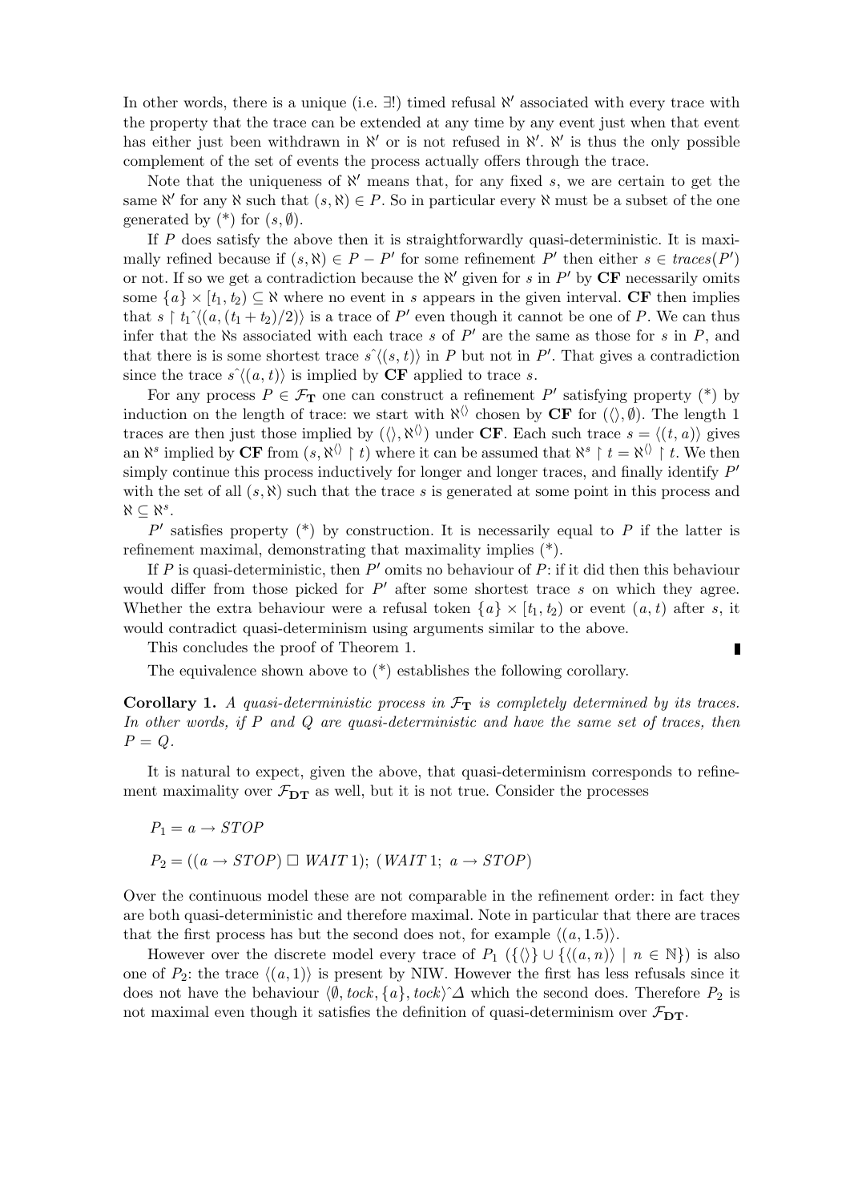In other words, there is a unique (i.e. $\exists!$) timed refusal $\aleph'$ associated with every trace with the property that the trace can be extended at any time by any event just when that event has either just been withdrawn in $\aleph'$ or is not refused in $\aleph'$. $\aleph'$ is thus the only possible complement of the set of events the process actually offers through the trace.

Note that the uniqueness of $\aleph'$ means that, for any fixed $s$, we are certain to get the same $\aleph'$ for any $\aleph$ such that $(s, \aleph) \in P$. So in particular every $\aleph$ must be a subset of the one generated by (\*) for $(s, \emptyset)$.

If $P$ does satisfy the above then it is straightforwardly quasi-deterministic. It is maximally refined because if $(s, \aleph) \in P - P'$ for some refinement $P'$ then either $s \in traces(P')$ or not. If so we get a contradiction because the $\aleph'$ given for $s$ in $P'$ by **CF** necessarily omits some $\{a\} \times [t_1, t_2) \subseteq \aleph$ where no event in $s$ appears in the given interval. **CF** then implies that $s \upharpoonright t_1\hat{}\langle(a, (t_1 + t_2)/2)\rangle$ is a trace of $P'$ even though it cannot be one of $P$. We can thus infer that the $\aleph$s associated with each trace $s$ of $P'$ are the same as those for $s$ in $P$, and that there is is some shortest trace $s\hat{}\langle(s, t)\rangle$ in $P$ but not in $P'$. That gives a contradiction since the trace $s\hat{}\langle(a, t)\rangle$ is implied by **CF** applied to trace $s$.

For any process $P \in \mathcal{F}_\mathbf{T}$ one can construct a refinement $P'$ satisfying property (\*) by induction on the length of trace: we start with $\aleph^{\langle\rangle}$ chosen by **CF** for $(\langle\rangle, \emptyset)$. The length 1 traces are then just those implied by $(\langle\rangle, \aleph^{\langle\rangle})$ under **CF**. Each such trace $s = \langle(t, a)\rangle$ gives an $\aleph^s$ implied by **CF** from $(s, \aleph^{\langle\rangle} \upharpoonright t)$ where it can be assumed that $\aleph^s \upharpoonright t = \aleph^{\langle\rangle} \upharpoonright t$. We then simply continue this process inductively for longer and longer traces, and finally identify $P'$ with the set of all $(s, \aleph)$ such that the trace $s$ is generated at some point in this process and $\aleph \subseteq \aleph^s$.

$P'$ satisfies property (\*) by construction. It is necessarily equal to $P$ if the latter is refinement maximal, demonstrating that maximality implies (\*).

If $P$ is quasi-deterministic, then $P'$ omits no behaviour of $P$: if it did then this behaviour would differ from those picked for $P'$ after some shortest trace $s$ on which they agree. Whether the extra behaviour were a refusal token $\{a\} \times [t_1, t_2)$ or event $(a, t)$ after $s$, it would contradict quasi-determinism using arguments similar to the above.

This concludes the proof of Theorem 1. ∎

The equivalence shown above to (\*) establishes the following corollary.

**Corollary 1.** *A quasi-deterministic process in $\mathcal{F}_\mathbf{T}$ is completely determined by its traces. In other words, if $P$ and $Q$ are quasi-deterministic and have the same set of traces, then $P = Q$.*

It is natural to expect, given the above, that quasi-determinism corresponds to refinement maximality over $\mathcal{F}_\mathbf{DT}$ as well, but it is not true. Consider the processes

$$P_1 = a \rightarrow STOP$$

$$P_2 = ((a \rightarrow STOP) \;\square\; WAIT\,1);\; (WAIT\,1;\; a \rightarrow STOP)$$

Over the continuous model these are not comparable in the refinement order: in fact they are both quasi-deterministic and therefore maximal. Note in particular that there are traces that the first process has but the second does not, for example $\langle(a, 1.5)\rangle$.

However over the discrete model every trace of $P_1$ ($\{\langle\rangle\} \cup \{\langle(a, n)\rangle \mid n \in \mathbb{N}\}$) is also one of $P_2$: the trace $\langle(a, 1)\rangle$ is present by NIW. However the first has less refusals since it does not have the behaviour $\langle\emptyset, tock, \{a\}, tock\rangle\hat{}\Delta$ which the second does. Therefore $P_2$ is not maximal even though it satisfies the definition of quasi-determinism over $\mathcal{F}_\mathbf{DT}$.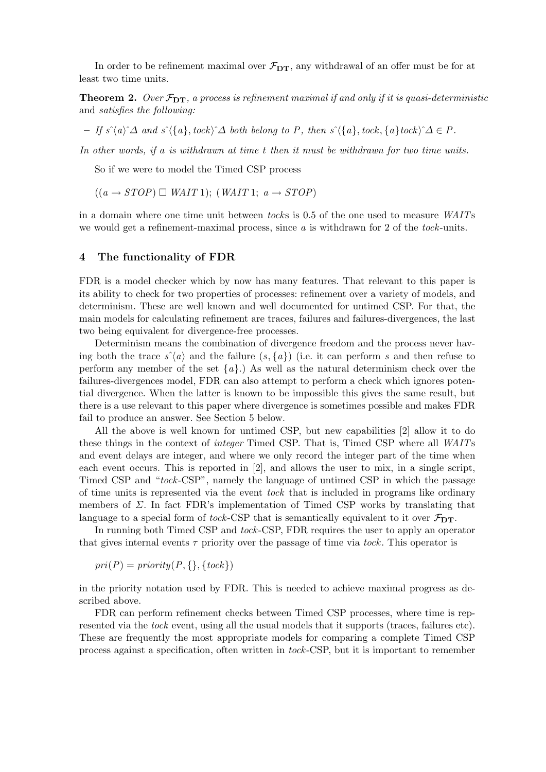In order to be refinement maximal over $\mathcal{F}_{\mathbf{DT}}$, any withdrawal of an offer must be for at least two time units.

**Theorem 2.** *Over $\mathcal{F}_{\mathbf{DT}}$, a process is refinement maximal if and only if it is quasi-deterministic* and *satisfies the following:*

– *If $s\hat{\ }\langle a\rangle\hat{\ }\Delta$ and $s\hat{\ }\langle\{a\}, tock\rangle\hat{\ }\Delta$ both belong to $P$, then $s\hat{\ }\langle\{a\}, tock, \{a\}tock\rangle\hat{\ }\Delta \in P$.*

*In other words, if $a$ is withdrawn at time $t$ then it must be withdrawn for two time units.*

So if we were to model the Timed CSP process

$((a \to STOP) \;\square\; WAIT\,1);\; (WAIT\,1;\; a \to STOP)$

in a domain where one time unit between *tock*s is 0.5 of the one used to measure *WAIT*s we would get a refinement-maximal process, since $a$ is withdrawn for 2 of the *tock*-units.

## 4 The functionality of FDR

FDR is a model checker which by now has many features. That relevant to this paper is its ability to check for two properties of processes: refinement over a variety of models, and determinism. These are well known and well documented for untimed CSP. For that, the main models for calculating refinement are traces, failures and failures-divergences, the last two being equivalent for divergence-free processes.

Determinism means the combination of divergence freedom and the process never having both the trace $s\hat{\ }\langle a\rangle$ and the failure $(s, \{a\})$ (i.e. it can perform $s$ and then refuse to perform any member of the set $\{a\}$.) As well as the natural determinism check over the failures-divergences model, FDR can also attempt to perform a check which ignores potential divergence. When the latter is known to be impossible this gives the same result, but there is a use relevant to this paper where divergence is sometimes possible and makes FDR fail to produce an answer. See Section 5 below.

All the above is well known for untimed CSP, but new capabilities [2] allow it to do these things in the context of *integer* Timed CSP. That is, Timed CSP where all *WAIT*s and event delays are integer, and where we only record the integer part of the time when each event occurs. This is reported in [2], and allows the user to mix, in a single script, Timed CSP and "*tock*-CSP", namely the language of untimed CSP in which the passage of time units is represented via the event *tock* that is included in programs like ordinary members of $\Sigma$. In fact FDR's implementation of Timed CSP works by translating that language to a special form of *tock*-CSP that is semantically equivalent to it over $\mathcal{F}_{\mathbf{DT}}$.

In running both Timed CSP and *tock*-CSP, FDR requires the user to apply an operator that gives internal events $\tau$ priority over the passage of time via *tock*. This operator is

$pri(P) = priority(P, \{\}, \{tock\})$

in the priority notation used by FDR. This is needed to achieve maximal progress as described above.

FDR can perform refinement checks between Timed CSP processes, where time is represented via the *tock* event, using all the usual models that it supports (traces, failures etc). These are frequently the most appropriate models for comparing a complete Timed CSP process against a specification, often written in *tock*-CSP, but it is important to remember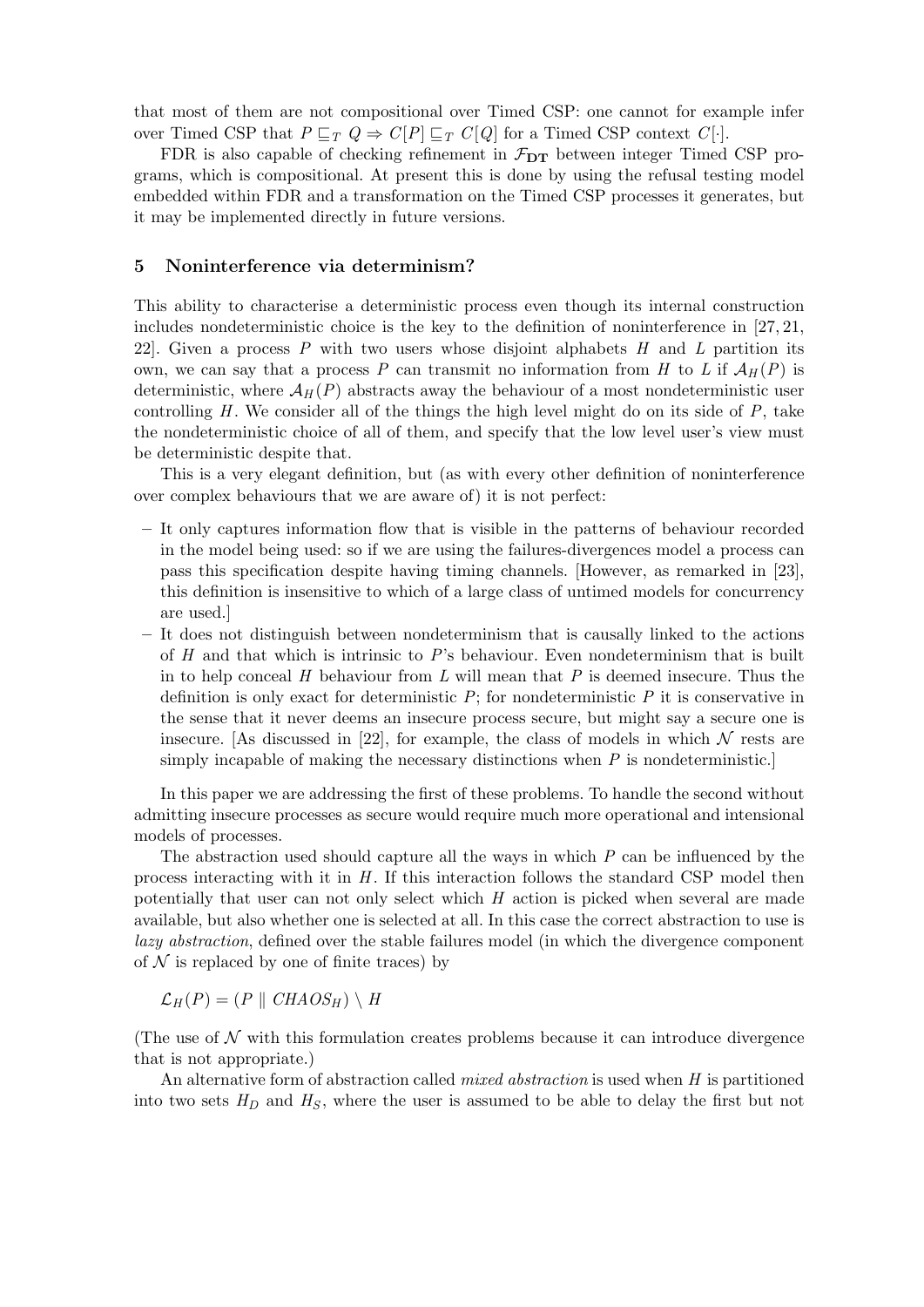that most of them are not compositional over Timed CSP: one cannot for example infer over Timed CSP that $P \sqsubseteq_T Q \Rightarrow C[P] \sqsubseteq_T C[Q]$ for a Timed CSP context $C[\cdot]$.

FDR is also capable of checking refinement in $\mathcal{F}_{\mathbf{DT}}$ between integer Timed CSP programs, which is compositional. At present this is done by using the refusal testing model embedded within FDR and a transformation on the Timed CSP processes it generates, but it may be implemented directly in future versions.

## 5 Noninterference via determinism?

This ability to characterise a deterministic process even though its internal construction includes nondeterministic choice is the key to the definition of noninterference in [27, 21, 22]. Given a process $P$ with two users whose disjoint alphabets $H$ and $L$ partition its own, we can say that a process $P$ can transmit no information from $H$ to $L$ if $\mathcal{A}_H(P)$ is deterministic, where $\mathcal{A}_H(P)$ abstracts away the behaviour of a most nondeterministic user controlling $H$. We consider all of the things the high level might do on its side of $P$, take the nondeterministic choice of all of them, and specify that the low level user's view must be deterministic despite that.

This is a very elegant definition, but (as with every other definition of noninterference over complex behaviours that we are aware of) it is not perfect:

- It only captures information flow that is visible in the patterns of behaviour recorded in the model being used: so if we are using the failures-divergences model a process can pass this specification despite having timing channels. [However, as remarked in [23], this definition is insensitive to which of a large class of untimed models for concurrency are used.]
- It does not distinguish between nondeterminism that is causally linked to the actions of $H$ and that which is intrinsic to $P$'s behaviour. Even nondeterminism that is built in to help conceal $H$ behaviour from $L$ will mean that $P$ is deemed insecure. Thus the definition is only exact for deterministic $P$; for nondeterministic $P$ it is conservative in the sense that it never deems an insecure process secure, but might say a secure one is insecure. [As discussed in [22], for example, the class of models in which $\mathcal{N}$ rests are simply incapable of making the necessary distinctions when $P$ is nondeterministic.]

In this paper we are addressing the first of these problems. To handle the second without admitting insecure processes as secure would require much more operational and intensional models of processes.

The abstraction used should capture all the ways in which $P$ can be influenced by the process interacting with it in $H$. If this interaction follows the standard CSP model then potentially that user can not only select which $H$ action is picked when several are made available, but also whether one is selected at all. In this case the correct abstraction to use is *lazy abstraction*, defined over the stable failures model (in which the divergence component of $\mathcal{N}$ is replaced by one of finite traces) by

$$\mathcal{L}_H(P) = (P \parallel CHAOS_H) \setminus H$$

(The use of $\mathcal{N}$ with this formulation creates problems because it can introduce divergence that is not appropriate.)

An alternative form of abstraction called *mixed abstraction* is used when $H$ is partitioned into two sets $H_D$ and $H_S$, where the user is assumed to be able to delay the first but not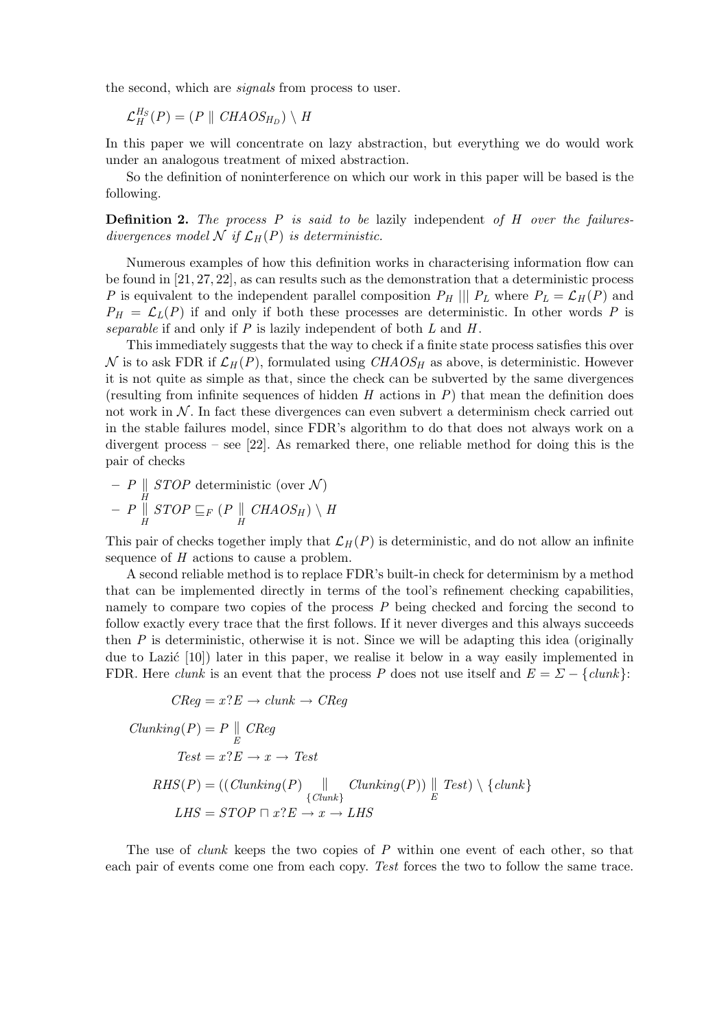the second, which are *signals* from process to user.

$$\mathcal{L}_H^{H_S}(P) = (P \parallel CHAOS_{H_D}) \setminus H$$

In this paper we will concentrate on lazy abstraction, but everything we do would work under an analogous treatment of mixed abstraction.

So the definition of noninterference on which our work in this paper will be based is the following.

**Definition 2.** *The process $P$ is said to be* lazily independent *of $H$ over the failures-divergences model $\mathcal{N}$ if $\mathcal{L}_H(P)$ is deterministic.*

Numerous examples of how this definition works in characterising information flow can be found in [21, 27, 22], as can results such as the demonstration that a deterministic process $P$ is equivalent to the independent parallel composition $P_H \mid\mid\mid P_L$ where $P_L = \mathcal{L}_H(P)$ and $P_H = \mathcal{L}_L(P)$ if and only if both these processes are deterministic. In other words $P$ is *separable* if and only if $P$ is lazily independent of both $L$ and $H$.

This immediately suggests that the way to check if a finite state process satisfies this over $\mathcal{N}$ is to ask FDR if $\mathcal{L}_H(P)$, formulated using $CHAOS_H$ as above, is deterministic. However it is not quite as simple as that, since the check can be subverted by the same divergences (resulting from infinite sequences of hidden $H$ actions in $P$) that mean the definition does not work in $\mathcal{N}$. In fact these divergences can even subvert a determinism check carried out in the stable failures model, since FDR's algorithm to do that does not always work on a divergent process – see [22]. As remarked there, one reliable method for doing this is the pair of checks

- $P \underset{H}{\parallel} STOP$ deterministic (over $\mathcal{N}$)
- $P \underset{H}{\parallel} STOP \sqsubseteq_F (P \underset{H}{\parallel} CHAOS_H) \setminus H$

This pair of checks together imply that $\mathcal{L}_H(P)$ is deterministic, and do not allow an infinite sequence of $H$ actions to cause a problem.

A second reliable method is to replace FDR's built-in check for determinism by a method that can be implemented directly in terms of the tool's refinement checking capabilities, namely to compare two copies of the process $P$ being checked and forcing the second to follow exactly every trace that the first follows. If it never diverges and this always succeeds then $P$ is deterministic, otherwise it is not. Since we will be adapting this idea (originally due to Lazić [10]) later in this paper, we realise it below in a way easily implemented in FDR. Here *clunk* is an event that the process $P$ does not use itself and $E = \Sigma - \{clunk\}$:

$$CReg = x?E \rightarrow clunk \rightarrow CReg$$

$$Clunking(P) = P \underset{E}{\parallel} CReg$$

$$Test = x?E \rightarrow x \rightarrow Test$$

$$RHS(P) = ((Clunking(P) \underset{\{Clunk\}}{\parallel} Clunking(P)) \underset{E}{\parallel} Test) \setminus \{clunk\}$$

$$LHS = STOP \sqcap x?E \rightarrow x \rightarrow LHS$$

The use of *clunk* keeps the two copies of $P$ within one event of each other, so that each pair of events come one from each copy. *Test* forces the two to follow the same trace.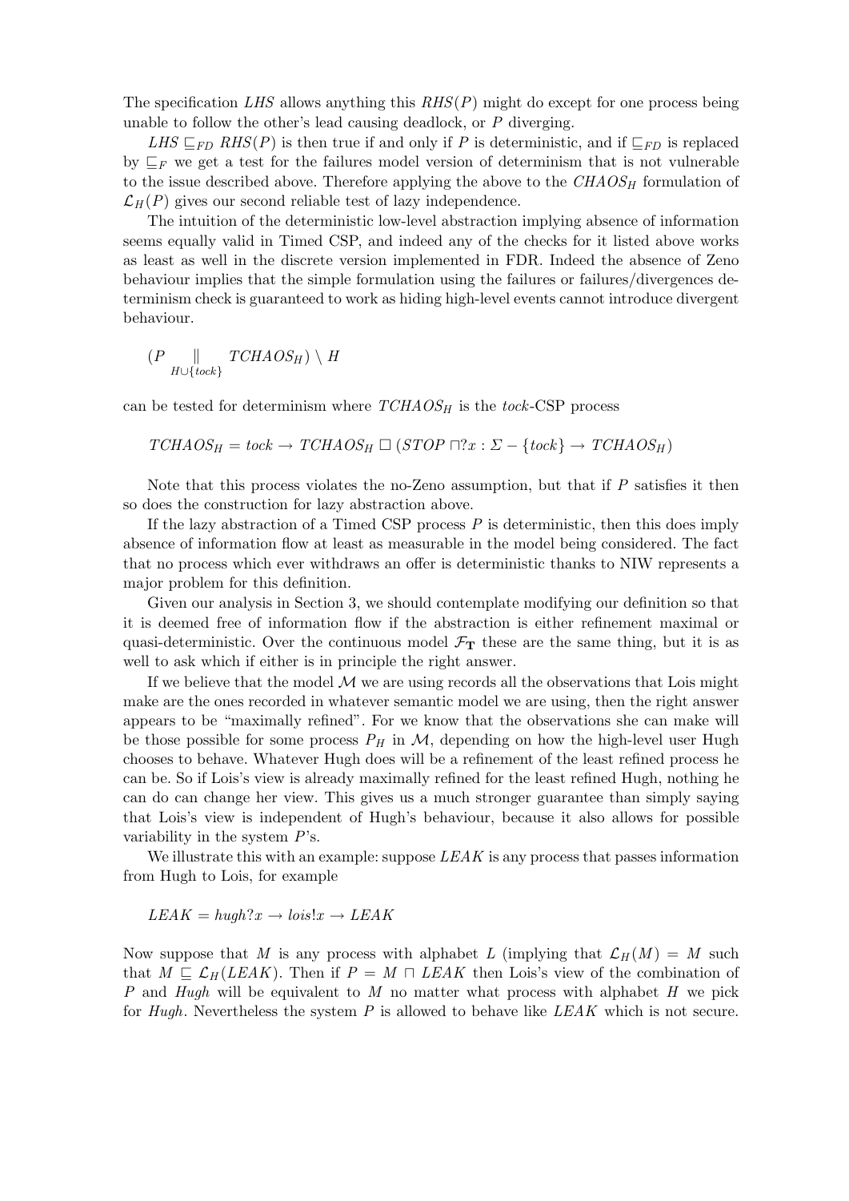The specification $LHS$ allows anything this $RHS(P)$ might do except for one process being unable to follow the other's lead causing deadlock, or $P$ diverging.

$LHS \sqsubseteq_{FD} RHS(P)$ is then true if and only if $P$ is deterministic, and if $\sqsubseteq_{FD}$ is replaced by $\sqsubseteq_{F}$ we get a test for the failures model version of determinism that is not vulnerable to the issue described above. Therefore applying the above to the $CHAOS_H$ formulation of $\mathcal{L}_H(P)$ gives our second reliable test of lazy independence.

The intuition of the deterministic low-level abstraction implying absence of information seems equally valid in Timed CSP, and indeed any of the checks for it listed above works as least as well in the discrete version implemented in FDR. Indeed the absence of Zeno behaviour implies that the simple formulation using the failures or failures/divergences determinism check is guaranteed to work as hiding high-level events cannot introduce divergent behaviour.

$$(P \underset{H \cup \{tock\}}{\|} TCHAOS_H) \setminus H$$

can be tested for determinism where $TCHAOS_H$ is the *tock*-CSP process

$$TCHAOS_H = tock \rightarrow TCHAOS_H \,\square\, (STOP \sqcap ?x : \Sigma - \{tock\} \rightarrow TCHAOS_H)$$

Note that this process violates the no-Zeno assumption, but that if $P$ satisfies it then so does the construction for lazy abstraction above.

If the lazy abstraction of a Timed CSP process $P$ is deterministic, then this does imply absence of information flow at least as measurable in the model being considered. The fact that no process which ever withdraws an offer is deterministic thanks to NIW represents a major problem for this definition.

Given our analysis in Section 3, we should contemplate modifying our definition so that it is deemed free of information flow if the abstraction is either refinement maximal or quasi-deterministic. Over the continuous model $\mathcal{F}_{\mathbf{T}}$ these are the same thing, but it is as well to ask which if either is in principle the right answer.

If we believe that the model $\mathcal{M}$ we are using records all the observations that Lois might make are the ones recorded in whatever semantic model we are using, then the right answer appears to be "maximally refined". For we know that the observations she can make will be those possible for some process $P_H$ in $\mathcal{M}$, depending on how the high-level user Hugh chooses to behave. Whatever Hugh does will be a refinement of the least refined process he can be. So if Lois's view is already maximally refined for the least refined Hugh, nothing he can do can change her view. This gives us a much stronger guarantee than simply saying that Lois's view is independent of Hugh's behaviour, because it also allows for possible variability in the system $P$'s.

We illustrate this with an example: suppose $LEAK$ is any process that passes information from Hugh to Lois, for example

$$LEAK = hugh?x \rightarrow lois!x \rightarrow LEAK$$

Now suppose that $M$ is any process with alphabet $L$ (implying that $\mathcal{L}_H(M) = M$ such that $M \sqsubseteq \mathcal{L}_H(LEAK)$. Then if $P = M \sqcap LEAK$ then Lois's view of the combination of $P$ and *Hugh* will be equivalent to $M$ no matter what process with alphabet $H$ we pick for *Hugh*. Nevertheless the system $P$ is allowed to behave like $LEAK$ which is not secure.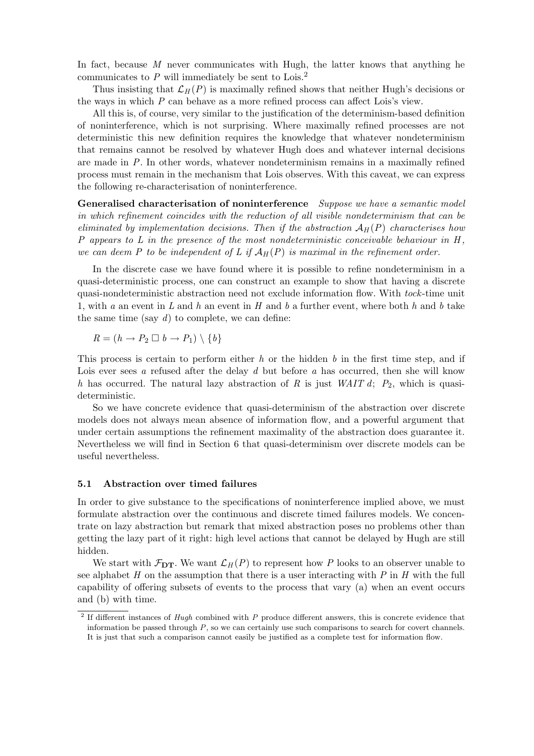In fact, because $M$ never communicates with Hugh, the latter knows that anything he communicates to $P$ will immediately be sent to Lois.[2]

Thus insisting that $\mathcal{L}_H(P)$ is maximally refined shows that neither Hugh's decisions or the ways in which $P$ can behave as a more refined process can affect Lois's view.

All this is, of course, very similar to the justification of the determinism-based definition of noninterference, which is not surprising. Where maximally refined processes are not deterministic this new definition requires the knowledge that whatever nondeterminism that remains cannot be resolved by whatever Hugh does and whatever internal decisions are made in $P$. In other words, whatever nondeterminism remains in a maximally refined process must remain in the mechanism that Lois observes. With this caveat, we can express the following re-characterisation of noninterference.

**Generalised characterisation of noninterference** *Suppose we have a semantic model in which refinement coincides with the reduction of all visible nondeterminism that can be eliminated by implementation decisions. Then if the abstraction $\mathcal{A}_H(P)$ characterises how $P$ appears to $L$ in the presence of the most nondeterministic conceivable behaviour in $H$, we can deem $P$ to be independent of $L$ if $\mathcal{A}_H(P)$ is maximal in the refinement order.*

In the discrete case we have found where it is possible to refine nondeterminism in a quasi-deterministic process, one can construct an example to show that having a discrete quasi-nondeterministic abstraction need not exclude information flow. With *tock*-time unit 1, with $a$ an event in $L$ and $h$ an event in $H$ and $b$ a further event, where both $h$ and $b$ take the same time (say $d$) to complete, we can define:

$$R = (h \rightarrow P_2 \,\Box\, b \rightarrow P_1) \setminus \{b\}$$

This process is certain to perform either $h$ or the hidden $b$ in the first time step, and if Lois ever sees $a$ refused after the delay $d$ but before $a$ has occurred, then she will know $h$ has occurred. The natural lazy abstraction of $R$ is just $WAIT\ d;\ P_2$, which is quasi-deterministic.

So we have concrete evidence that quasi-determinism of the abstraction over discrete models does not always mean absence of information flow, and a powerful argument that under certain assumptions the refinement maximality of the abstraction does guarantee it. Nevertheless we will find in Section 6 that quasi-determinism over discrete models can be useful nevertheless.

### 5.1 Abstraction over timed failures

In order to give substance to the specifications of noninterference implied above, we must formulate abstraction over the continuous and discrete timed failures models. We concentrate on lazy abstraction but remark that mixed abstraction poses no problems other than getting the lazy part of it right: high level actions that cannot be delayed by Hugh are still hidden.

We start with $\mathcal{F}_{\mathbf{DT}}$. We want $\mathcal{L}_H(P)$ to represent how $P$ looks to an observer unable to see alphabet $H$ on the assumption that there is a user interacting with $P$ in $H$ with the full capability of offering subsets of events to the process that vary (a) when an event occurs and (b) with time.

[2] If different instances of *Hugh* combined with $P$ produce different answers, this is concrete evidence that information be passed through $P$, so we can certainly use such comparisons to search for covert channels. It is just that such a comparison cannot easily be justified as a complete test for information flow.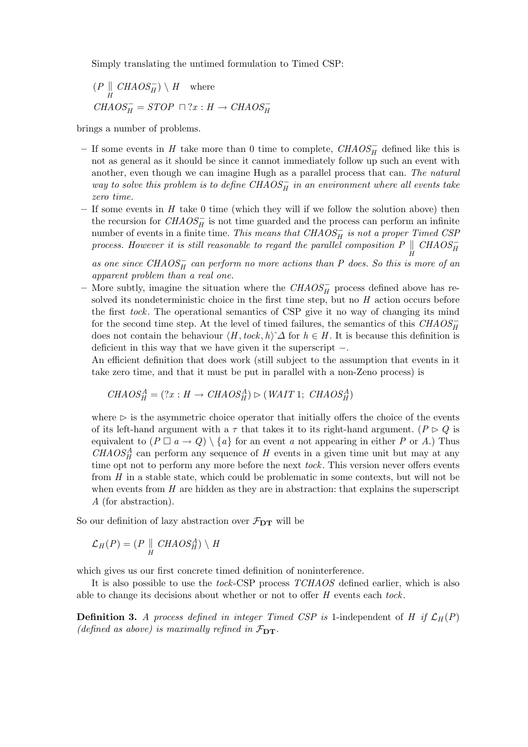Simply translating the untimed formulation to Timed CSP:

$$(P \underset{H}{\parallel} CHAOS_H^-) \setminus H \quad \text{where}$$
$$CHAOS_H^- = STOP \sqcap ?x : H \rightarrow CHAOS_H^-$$

brings a number of problems.

- If some events in $H$ take more than 0 time to complete, $CHAOS_H^-$ defined like this is not as general as it should be since it cannot immediately follow up such an event with another, even though we can imagine Hugh as a parallel process that can. *The natural way to solve this problem is to define $CHAOS_H^-$ in an environment where all events take zero time.*
- If some events in $H$ take 0 time (which they will if we follow the solution above) then the recursion for $CHAOS_H^-$ is not time guarded and the process can perform an infinite number of events in a finite time. *This means that $CHAOS_H^-$ is not a proper Timed CSP process. However it is still reasonable to regard the parallel composition $P \underset{H}{\parallel} CHAOS_H^-$ as one since $CHAOS_H^-$ can perform no more actions than $P$ does. So this is more of an apparent problem than a real one.*
- More subtly, imagine the situation where the $CHAOS_H^-$ process defined above has resolved its nondeterministic choice in the first time step, but no $H$ action occurs before the first *tock*. The operational semantics of CSP give it no way of changing its mind for the second time step. At the level of timed failures, the semantics of this $CHAOS_H^-$ does not contain the behaviour $\langle H, tock, h\rangle \hat{\ } \Delta$ for $h \in H$. It is because this definition is deficient in this way that we have given it the superscript $-$.
  An efficient definition that does work (still subject to the assumption that events in it take zero time, and that it must be put in parallel with a non-Zeno process) is

  $$CHAOS_H^A = (?x : H \rightarrow CHAOS_H^A) \rhd (WAIT\,1;\ CHAOS_H^A)$$

  where $\rhd$ is the asymmetric choice operator that initially offers the choice of the events of its left-hand argument with a $\tau$ that takes it to its right-hand argument. ($P \rhd Q$ is equivalent to $(P \,\square\, a \rightarrow Q) \setminus \{a\}$ for an event $a$ not appearing in either $P$ or $A$.) Thus $CHAOS_H^A$ can perform any sequence of $H$ events in a given time unit but may at any time opt not to perform any more before the next *tock*. This version never offers events from $H$ in a stable state, which could be problematic in some contexts, but will not be when events from $H$ are hidden as they are in abstraction: that explains the superscript $A$ (for abstraction).

So our definition of lazy abstraction over $\mathcal{F}_{\mathbf{DT}}$ will be

$$\mathcal{L}_H(P) = (P \underset{H}{\parallel} CHAOS_H^A) \setminus H$$

which gives us our first concrete timed definition of noninterference.

It is also possible to use the *tock*-CSP process *TCHAOS* defined earlier, which is also able to change its decisions about whether or not to offer $H$ events each *tock*.

**Definition 3.** *A process defined in integer Timed CSP is* 1-independent of $H$ *if* $\mathcal{L}_H(P)$ *(defined as above) is maximally refined in* $\mathcal{F}_{\mathbf{DT}}$.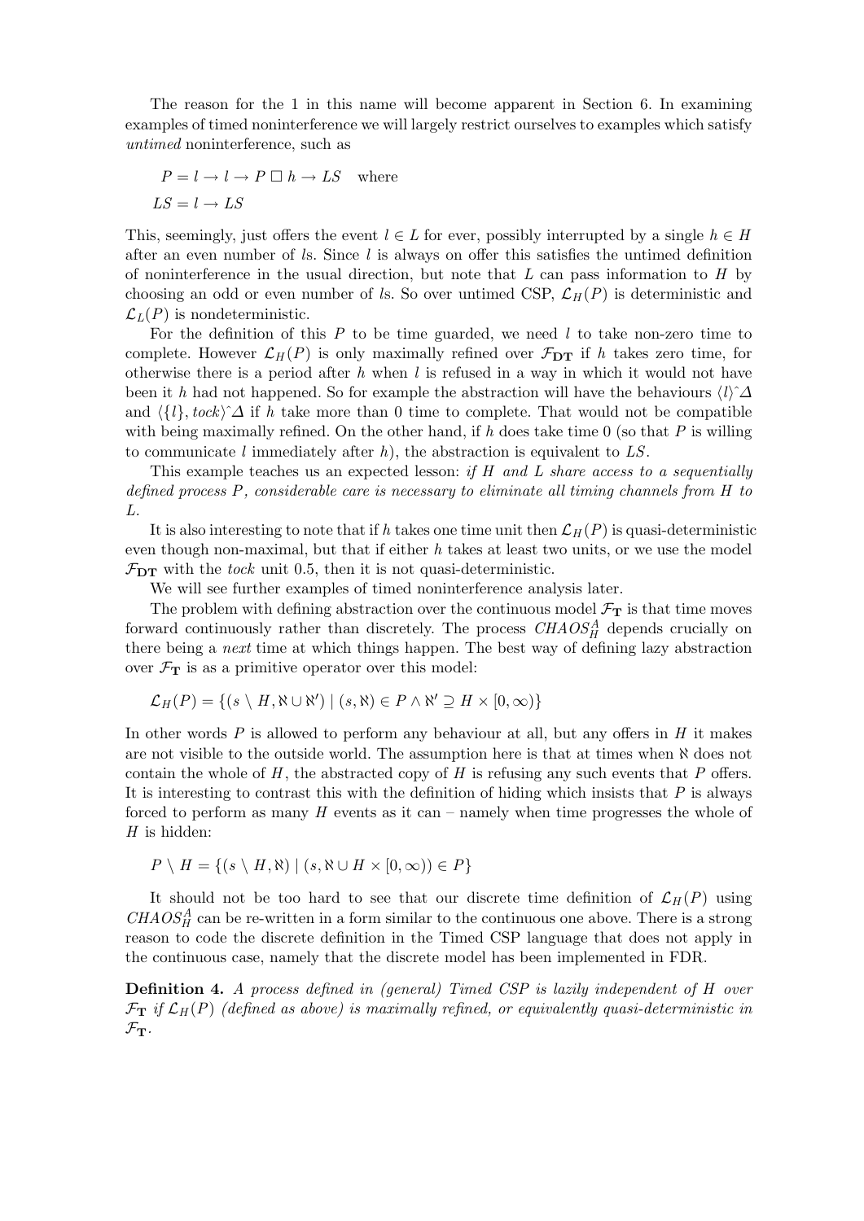The reason for the 1 in this name will become apparent in Section 6. In examining examples of timed noninterference we will largely restrict ourselves to examples which satisfy *untimed* noninterference, such as

$$P = l \rightarrow l \rightarrow P \,\square\, h \rightarrow LS \quad \text{where}$$

$$LS = l \rightarrow LS$$

This, seemingly, just offers the event $l \in L$ for ever, possibly interrupted by a single $h \in H$ after an even number of $l$s. Since $l$ is always on offer this satisfies the untimed definition of noninterference in the usual direction, but note that $L$ can pass information to $H$ by choosing an odd or even number of $l$s. So over untimed CSP, $\mathcal{L}_H(P)$ is deterministic and $\mathcal{L}_L(P)$ is nondeterministic.

For the definition of this $P$ to be time guarded, we need $l$ to take non-zero time to complete. However $\mathcal{L}_H(P)$ is only maximally refined over $\mathcal{F}_{\mathbf{DT}}$ if $h$ takes zero time, for otherwise there is a period after $h$ when $l$ is refused in a way in which it would not have been it $h$ had not happened. So for example the abstraction will have the behaviours $\langle l \rangle\hat{}\Delta$ and $\langle \{l\}, tock \rangle\hat{}\Delta$ if $h$ take more than 0 time to complete. That would not be compatible with being maximally refined. On the other hand, if $h$ does take time 0 (so that $P$ is willing to communicate $l$ immediately after $h$), the abstraction is equivalent to $LS$.

This example teaches us an expected lesson: *if $H$ and $L$ share access to a sequentially defined process $P$, considerable care is necessary to eliminate all timing channels from $H$ to $L$.*

It is also interesting to note that if $h$ takes one time unit then $\mathcal{L}_H(P)$ is quasi-deterministic even though non-maximal, but that if either $h$ takes at least two units, or we use the model $\mathcal{F}_{\mathbf{DT}}$ with the *tock* unit 0.5, then it is not quasi-deterministic.

We will see further examples of timed noninterference analysis later.

The problem with defining abstraction over the continuous model $\mathcal{F}_{\mathbf{T}}$ is that time moves forward continuously rather than discretely. The process $CHAOS_H^A$ depends crucially on there being a *next* time at which things happen. The best way of defining lazy abstraction over $\mathcal{F}_{\mathbf{T}}$ is as a primitive operator over this model:

$$\mathcal{L}_H(P) = \{(s \setminus H, \aleph \cup \aleph') \mid (s, \aleph) \in P \wedge \aleph' \supseteq H \times [0, \infty)\}$$

In other words $P$ is allowed to perform any behaviour at all, but any offers in $H$ it makes are not visible to the outside world. The assumption here is that at times when $\aleph$ does not contain the whole of $H$, the abstracted copy of $H$ is refusing any such events that $P$ offers. It is interesting to contrast this with the definition of hiding which insists that $P$ is always forced to perform as many $H$ events as it can – namely when time progresses the whole of $H$ is hidden:

$$P \setminus H = \{(s \setminus H, \aleph) \mid (s, \aleph \cup H \times [0, \infty)) \in P\}$$

It should not be too hard to see that our discrete time definition of $\mathcal{L}_H(P)$ using $CHAOS_H^A$ can be re-written in a form similar to the continuous one above. There is a strong reason to code the discrete definition in the Timed CSP language that does not apply in the continuous case, namely that the discrete model has been implemented in FDR.

**Definition 4.** *A process defined in (general) Timed CSP is lazily independent of $H$ over $\mathcal{F}_{\mathbf{T}}$ if $\mathcal{L}_H(P)$ (defined as above) is maximally refined, or equivalently quasi-deterministic in $\mathcal{F}_{\mathbf{T}}$.*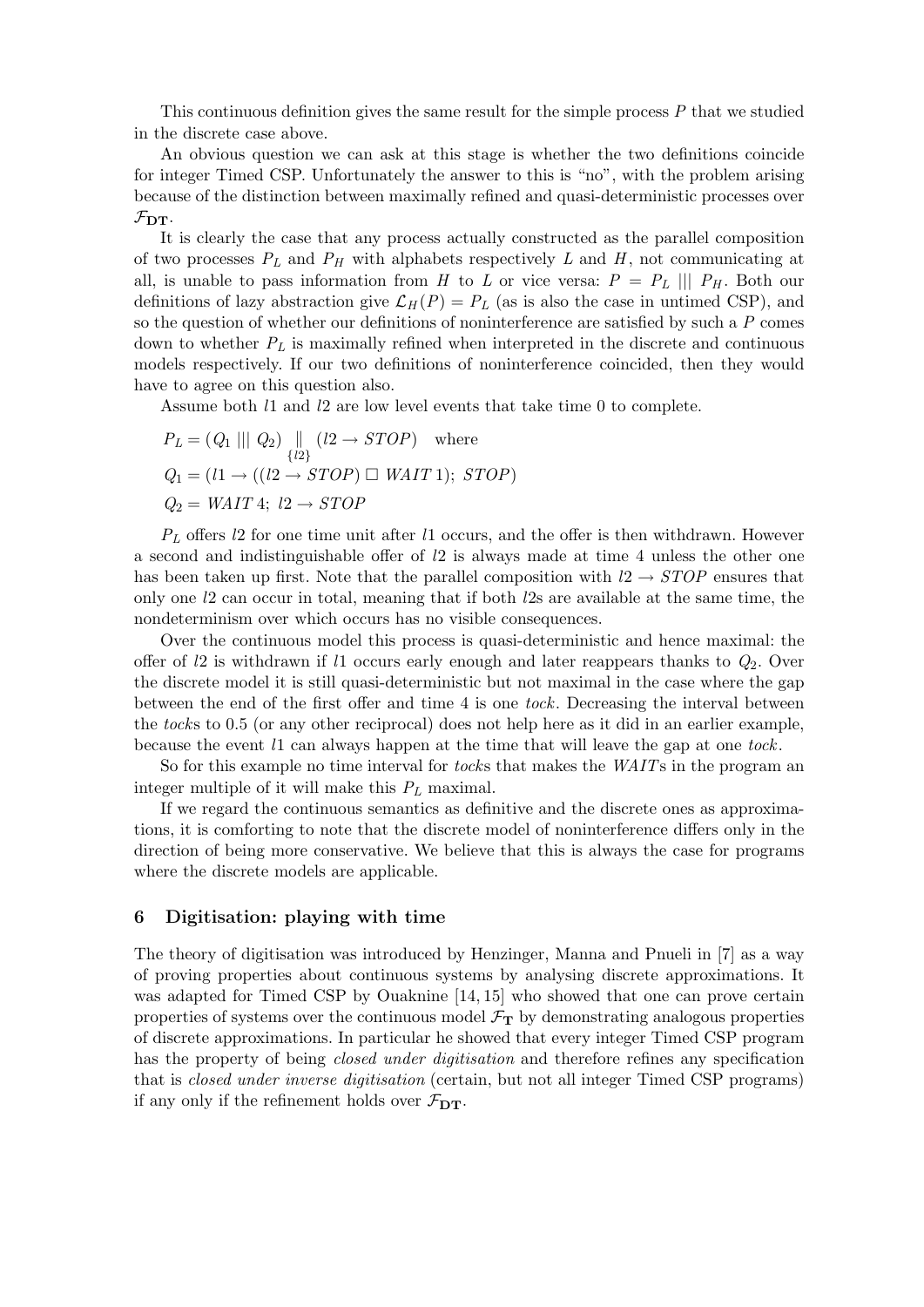This continuous definition gives the same result for the simple process $P$ that we studied in the discrete case above.

An obvious question we can ask at this stage is whether the two definitions coincide for integer Timed CSP. Unfortunately the answer to this is "no", with the problem arising because of the distinction between maximally refined and quasi-deterministic processes over $\mathcal{F}_{\mathbf{DT}}$.

It is clearly the case that any process actually constructed as the parallel composition of two processes $P_L$ and $P_H$ with alphabets respectively $L$ and $H$, not communicating at all, is unable to pass information from $H$ to $L$ or vice versa: $P = P_L \mid\mid\mid P_H$. Both our definitions of lazy abstraction give $\mathcal{L}_H(P) = P_L$ (as is also the case in untimed CSP), and so the question of whether our definitions of noninterference are satisfied by such a $P$ comes down to whether $P_L$ is maximally refined when interpreted in the discrete and continuous models respectively. If our two definitions of noninterference coincided, then they would have to agree on this question also.

Assume both $l1$ and $l2$ are low level events that take time 0 to complete.

$$
\begin{aligned}
P_L &= (Q_1 \mid\mid\mid Q_2) \underset{\{l2\}}{\parallel} (l2 \rightarrow STOP) \quad \text{where} \\
Q_1 &= (l1 \rightarrow ((l2 \rightarrow STOP) \,\Box\, WAIT\, 1);\, STOP) \\
Q_2 &= WAIT\, 4;\; l2 \rightarrow STOP
\end{aligned}
$$

$P_L$ offers $l2$ for one time unit after $l1$ occurs, and the offer is then withdrawn. However a second and indistinguishable offer of $l2$ is always made at time 4 unless the other one has been taken up first. Note that the parallel composition with $l2 \rightarrow STOP$ ensures that only one $l2$ can occur in total, meaning that if both $l2$s are available at the same time, the nondeterminism over which occurs has no visible consequences.

Over the continuous model this process is quasi-deterministic and hence maximal: the offer of $l2$ is withdrawn if $l1$ occurs early enough and later reappears thanks to $Q_2$. Over the discrete model it is still quasi-deterministic but not maximal in the case where the gap between the end of the first offer and time 4 is one *tock*. Decreasing the interval between the *tock*s to 0.5 (or any other reciprocal) does not help here as it did in an earlier example, because the event $l1$ can always happen at the time that will leave the gap at one *tock*.

So for this example no time interval for *tock*s that makes the *WAIT*s in the program an integer multiple of it will make this $P_L$ maximal.

If we regard the continuous semantics as definitive and the discrete ones as approximations, it is comforting to note that the discrete model of noninterference differs only in the direction of being more conservative. We believe that this is always the case for programs where the discrete models are applicable.

## 6 Digitisation: playing with time

The theory of digitisation was introduced by Henzinger, Manna and Pnueli in [7] as a way of proving properties about continuous systems by analysing discrete approximations. It was adapted for Timed CSP by Ouaknine [14, 15] who showed that one can prove certain properties of systems over the continuous model $\mathcal{F}_{\mathbf{T}}$ by demonstrating analogous properties of discrete approximations. In particular he showed that every integer Timed CSP program has the property of being *closed under digitisation* and therefore refines any specification that is *closed under inverse digitisation* (certain, but not all integer Timed CSP programs) if any only if the refinement holds over $\mathcal{F}_{\mathbf{DT}}$.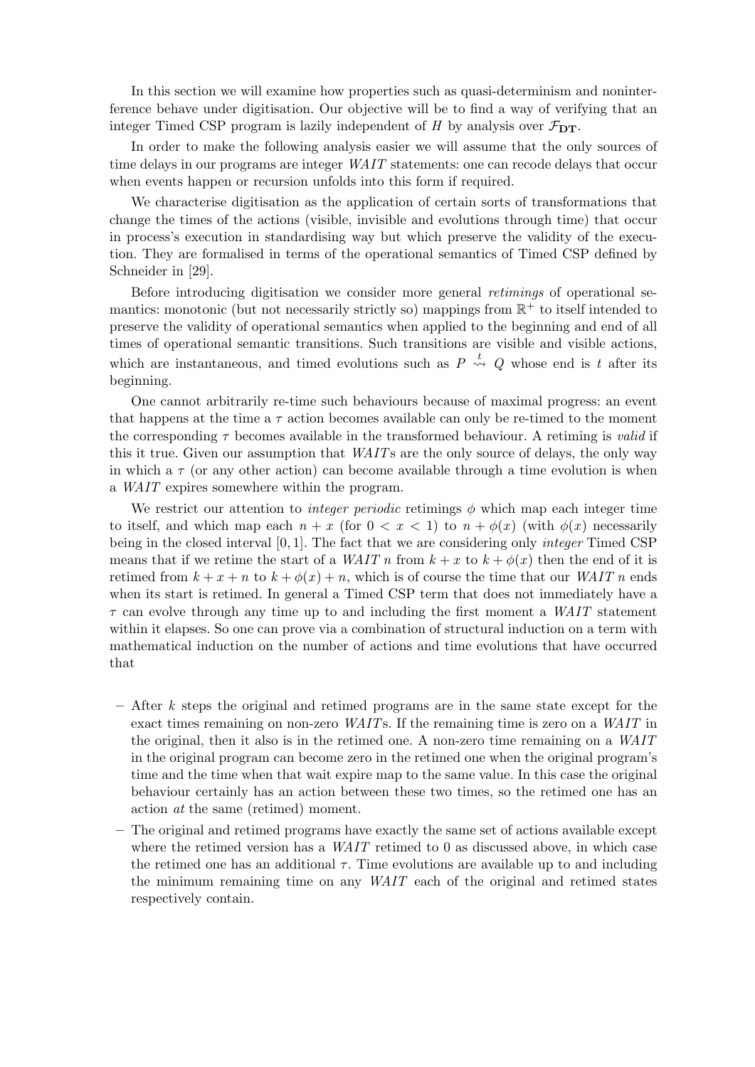In this section we will examine how properties such as quasi-determinism and noninterference behave under digitisation. Our objective will be to find a way of verifying that an integer Timed CSP program is lazily independent of $H$ by analysis over $\mathcal{F}_{\mathbf{DT}}$.

In order to make the following analysis easier we will assume that the only sources of time delays in our programs are integer *WAIT* statements: one can recode delays that occur when events happen or recursion unfolds into this form if required.

We characterise digitisation as the application of certain sorts of transformations that change the times of the actions (visible, invisible and evolutions through time) that occur in process's execution in standardising way but which preserve the validity of the execution. They are formalised in terms of the operational semantics of Timed CSP defined by Schneider in [29].

Before introducing digitisation we consider more general *retimings* of operational semantics: monotonic (but not necessarily strictly so) mappings from $\mathbb{R}^+$ to itself intended to preserve the validity of operational semantics when applied to the beginning and end of all times of operational semantic transitions. Such transitions are visible and visible actions, which are instantaneous, and timed evolutions such as $P \stackrel{t}{\rightsquigarrow} Q$ whose end is $t$ after its beginning.

One cannot arbitrarily re-time such behaviours because of maximal progress: an event that happens at the time a $\tau$ action becomes available can only be re-timed to the moment the corresponding $\tau$ becomes available in the transformed behaviour. A retiming is *valid* if this it true. Given our assumption that *WAIT*s are the only source of delays, the only way in which a $\tau$ (or any other action) can become available through a time evolution is when a *WAIT* expires somewhere within the program.

We restrict our attention to *integer periodic* retimings $\phi$ which map each integer time to itself, and which map each $n + x$ (for $0 < x < 1$) to $n + \phi(x)$ (with $\phi(x)$ necessarily being in the closed interval $[0, 1]$. The fact that we are considering only *integer* Timed CSP means that if we retime the start of a *WAIT* $n$ from $k + x$ to $k + \phi(x)$ then the end of it is retimed from $k + x + n$ to $k + \phi(x) + n$, which is of course the time that our *WAIT* $n$ ends when its start is retimed. In general a Timed CSP term that does not immediately have a $\tau$ can evolve through any time up to and including the first moment a *WAIT* statement within it elapses. So one can prove via a combination of structural induction on a term with mathematical induction on the number of actions and time evolutions that have occurred that

- After $k$ steps the original and retimed programs are in the same state except for the exact times remaining on non-zero *WAIT*s. If the remaining time is zero on a *WAIT* in the original, then it also is in the retimed one. A non-zero time remaining on a *WAIT* in the original program can become zero in the retimed one when the original program's time and the time when that wait expire map to the same value. In this case the original behaviour certainly has an action between these two times, so the retimed one has an action *at* the same (retimed) moment.
- The original and retimed programs have exactly the same set of actions available except where the retimed version has a *WAIT* retimed to 0 as discussed above, in which case the retimed one has an additional $\tau$. Time evolutions are available up to and including the minimum remaining time on any *WAIT* each of the original and retimed states respectively contain.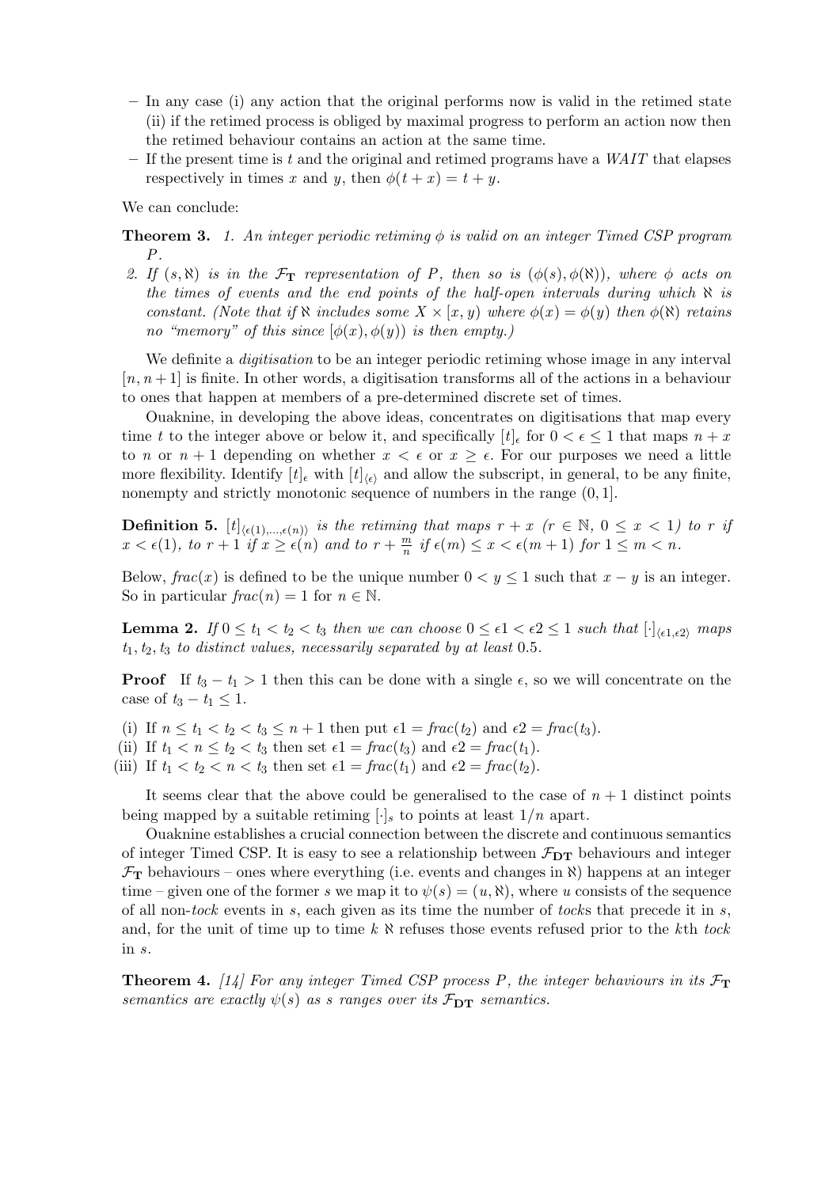- In any case (i) any action that the original performs now is valid in the retimed state (ii) if the retimed process is obliged by maximal progress to perform an action now then the retimed behaviour contains an action at the same time.
- If the present time is $t$ and the original and retimed programs have a *WAIT* that elapses respectively in times $x$ and $y$, then $\phi(t+x) = t+y$.

We can conclude:

**Theorem 3.** *1. An integer periodic retiming $\phi$ is valid on an integer Timed CSP program $P$.*

*2. If $(s, \aleph)$ is in the $\mathcal{F}_\mathbf{T}$ representation of $P$, then so is $(\phi(s), \phi(\aleph))$, where $\phi$ acts on the times of events and the end points of the half-open intervals during which $\aleph$ is constant. (Note that if $\aleph$ includes some $X \times [x, y)$ where $\phi(x) = \phi(y)$ then $\phi(\aleph)$ retains no "memory" of this since $[\phi(x), \phi(y))$ is then empty.)*

We definite a *digitisation* to be an integer periodic retiming whose image in any interval $[n, n+1]$ is finite. In other words, a digitisation transforms all of the actions in a behaviour to ones that happen at members of a pre-determined discrete set of times.

Ouaknine, in developing the above ideas, concentrates on digitisations that map every time $t$ to the integer above or below it, and specifically $[t]_\epsilon$ for $0 < \epsilon \leq 1$ that maps $n + x$ to $n$ or $n+1$ depending on whether $x < \epsilon$ or $x \geq \epsilon$. For our purposes we need a little more flexibility. Identify $[t]_\epsilon$ with $[t]_{\langle\epsilon\rangle}$ and allow the subscript, in general, to be any finite, nonempty and strictly monotonic sequence of numbers in the range $(0, 1]$.

**Definition 5.** *$[t]_{\langle\epsilon(1),\ldots,\epsilon(n)\rangle}$ is the retiming that maps $r + x$ ($r \in \mathbb{N}$, $0 \leq x < 1$) to $r$ if $x < \epsilon(1)$, to $r+1$ if $x \geq \epsilon(n)$ and to $r + \frac{m}{n}$ if $\epsilon(m) \leq x < \epsilon(m+1)$ for $1 \leq m < n$.*

Below, *frac*$(x)$ is defined to be the unique number $0 < y \leq 1$ such that $x - y$ is an integer. So in particular *frac*$(n) = 1$ for $n \in \mathbb{N}$.

**Lemma 2.** *If $0 \leq t_1 < t_2 < t_3$ then we can choose $0 \leq \epsilon 1 < \epsilon 2 \leq 1$ such that $[\cdot]_{\langle \epsilon 1, \epsilon 2\rangle}$ maps $t_1, t_2, t_3$ to distinct values, necessarily separated by at least* 0.5*.*

**Proof** If $t_3 - t_1 > 1$ then this can be done with a single $\epsilon$, so we will concentrate on the case of $t_3 - t_1 \leq 1$.

(i) If $n \leq t_1 < t_2 < t_3 \leq n+1$ then put $\epsilon 1 = \textit{frac}(t_2)$ and $\epsilon 2 = \textit{frac}(t_3)$.
(ii) If $t_1 < n \leq t_2 < t_3$ then set $\epsilon 1 = \textit{frac}(t_3)$ and $\epsilon 2 = \textit{frac}(t_1)$.
(iii) If $t_1 < t_2 < n < t_3$ then set $\epsilon 1 = \textit{frac}(t_1)$ and $\epsilon 2 = \textit{frac}(t_2)$.

It seems clear that the above could be generalised to the case of $n+1$ distinct points being mapped by a suitable retiming $[\cdot]_s$ to points at least $1/n$ apart.

Ouaknine establishes a crucial connection between the discrete and continuous semantics of integer Timed CSP. It is easy to see a relationship between $\mathcal{F}_\mathbf{DT}$ behaviours and integer $\mathcal{F}_\mathbf{T}$ behaviours – ones where everything (i.e. events and changes in $\aleph$) happens at an integer time – given one of the former $s$ we map it to $\psi(s) = (u, \aleph)$, where $u$ consists of the sequence of all non-*tock* events in $s$, each given as its time the number of *tock*s that precede it in $s$, and, for the unit of time up to time $k$ $\aleph$ refuses those events refused prior to the $k$th *tock* in $s$.

**Theorem 4.** *[14] For any integer Timed CSP process $P$, the integer behaviours in its $\mathcal{F}_\mathbf{T}$ semantics are exactly $\psi(s)$ as $s$ ranges over its $\mathcal{F}_\mathbf{DT}$ semantics.*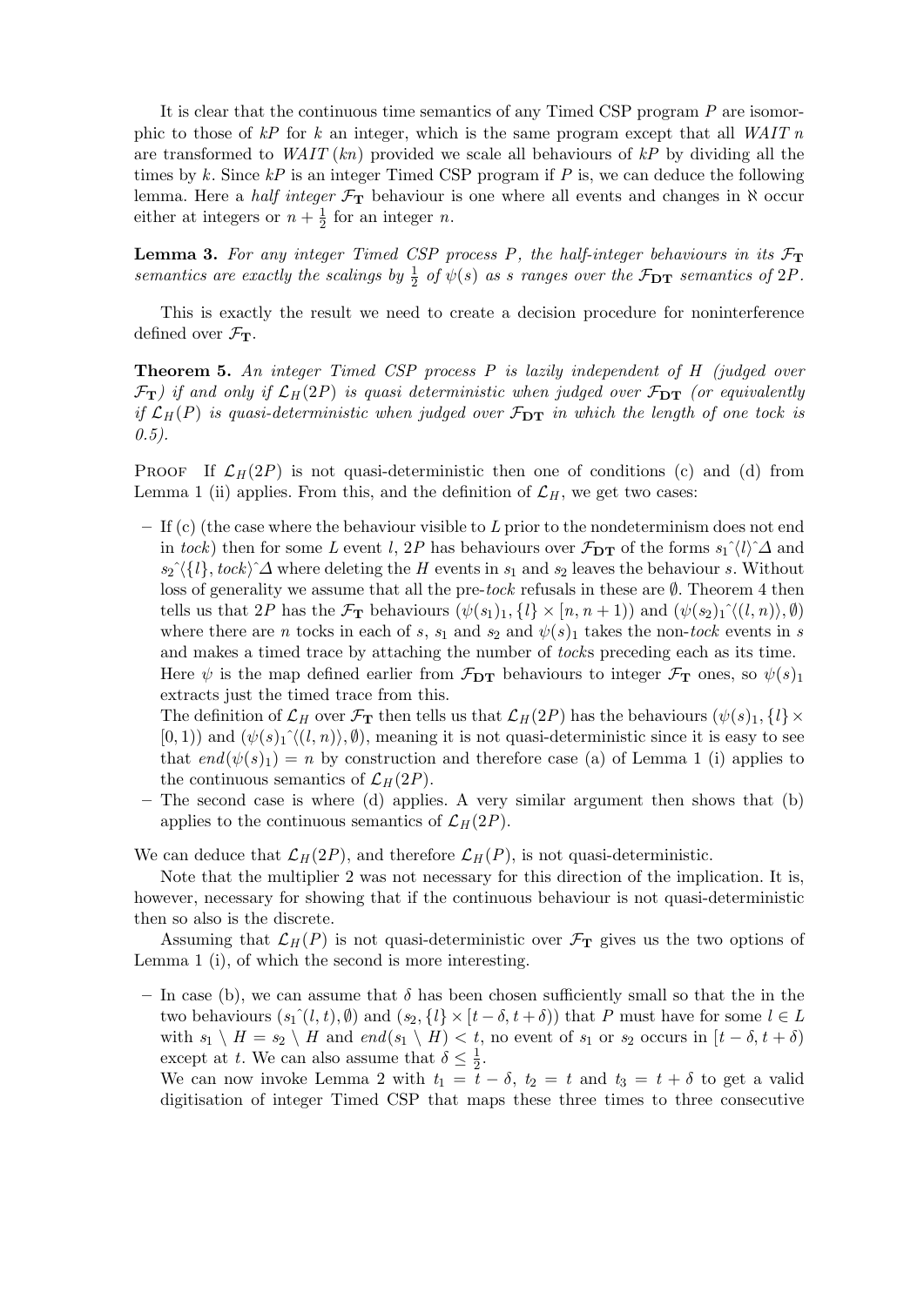It is clear that the continuous time semantics of any Timed CSP program $P$ are isomorphic to those of $kP$ for $k$ an integer, which is the same program except that all *WAIT* $n$ are transformed to *WAIT* $(kn)$ provided we scale all behaviours of $kP$ by dividing all the times by $k$. Since $kP$ is an integer Timed CSP program if $P$ is, we can deduce the following lemma. Here a *half integer* $\mathcal{F}_\mathbf{T}$ behaviour is one where all events and changes in $\aleph$ occur either at integers or $n + \frac{1}{2}$ for an integer $n$.

**Lemma 3.** *For any integer Timed CSP process $P$, the half-integer behaviours in its $\mathcal{F}_\mathbf{T}$ semantics are exactly the scalings by $\frac{1}{2}$ of $\psi(s)$ as $s$ ranges over the $\mathcal{F}_\mathbf{DT}$ semantics of $2P$.*

This is exactly the result we need to create a decision procedure for noninterference defined over $\mathcal{F}_\mathbf{T}$.

**Theorem 5.** *An integer Timed CSP process $P$ is lazily independent of $H$ (judged over $\mathcal{F}_\mathbf{T}$) if and only if $\mathcal{L}_H(2P)$ is quasi deterministic when judged over $\mathcal{F}_\mathbf{DT}$ (or equivalently if $\mathcal{L}_H(P)$ is quasi-deterministic when judged over $\mathcal{F}_\mathbf{DT}$ in which the length of one tock is 0.5).*

Proof If $\mathcal{L}_H(2P)$ is not quasi-deterministic then one of conditions (c) and (d) from Lemma 1 (ii) applies. From this, and the definition of $\mathcal{L}_H$, we get two cases:

- If (c) (the case where the behaviour visible to $L$ prior to the nondeterminism does not end in *tock*) then for some $L$ event $l$, $2P$ has behaviours over $\mathcal{F}_\mathbf{DT}$ of the forms $s_1\hat{}\langle l\rangle\hat{}\Delta$ and $s_2\hat{}\langle\{l\}, tock\rangle\hat{}\Delta$ where deleting the $H$ events in $s_1$ and $s_2$ leaves the behaviour $s$. Without loss of generality we assume that all the pre-*tock* refusals in these are $\emptyset$. Theorem 4 then tells us that $2P$ has the $\mathcal{F}_\mathbf{T}$ behaviours $(\psi(s_1)_1, \{l\} \times [n, n+1))$ and $(\psi(s_2)_1\hat{}\langle(l,n)\rangle, \emptyset)$ where there are $n$ tocks in each of $s$, $s_1$ and $s_2$ and $\psi(s)_1$ takes the non-*tock* events in $s$ and makes a timed trace by attaching the number of *tock*s preceding each as its time. Here $\psi$ is the map defined earlier from $\mathcal{F}_\mathbf{DT}$ behaviours to integer $\mathcal{F}_\mathbf{T}$ ones, so $\psi(s)_1$ extracts just the timed trace from this.
  The definition of $\mathcal{L}_H$ over $\mathcal{F}_\mathbf{T}$ then tells us that $\mathcal{L}_H(2P)$ has the behaviours $(\psi(s)_1, \{l\} \times [0, 1))$ and $(\psi(s)_1\hat{}\langle(l,n)\rangle, \emptyset)$, meaning it is not quasi-deterministic since it is easy to see that $end(\psi(s)_1) = n$ by construction and therefore case (a) of Lemma 1 (i) applies to the continuous semantics of $\mathcal{L}_H(2P)$.
- The second case is where (d) applies. A very similar argument then shows that (b) applies to the continuous semantics of $\mathcal{L}_H(2P)$.

We can deduce that $\mathcal{L}_H(2P)$, and therefore $\mathcal{L}_H(P)$, is not quasi-deterministic.

Note that the multiplier 2 was not necessary for this direction of the implication. It is, however, necessary for showing that if the continuous behaviour is not quasi-deterministic then so also is the discrete.

Assuming that $\mathcal{L}_H(P)$ is not quasi-deterministic over $\mathcal{F}_\mathbf{T}$ gives us the two options of Lemma 1 (i), of which the second is more interesting.

- In case (b), we can assume that $\delta$ has been chosen sufficiently small so that the in the two behaviours $(s_1\hat{}(l,t), \emptyset)$ and $(s_2, \{l\} \times [t-\delta, t+\delta))$ that $P$ must have for some $l \in L$ with $s_1 \setminus H = s_2 \setminus H$ and $end(s_1 \setminus H) < t$, no event of $s_1$ or $s_2$ occurs in $[t-\delta, t+\delta)$ except at $t$. We can also assume that $\delta \leq \frac{1}{2}$.
  We can now invoke Lemma 2 with $t_1 = t - \delta$, $t_2 = t$ and $t_3 = t + \delta$ to get a valid digitisation of integer Timed CSP that maps these three times to three consecutive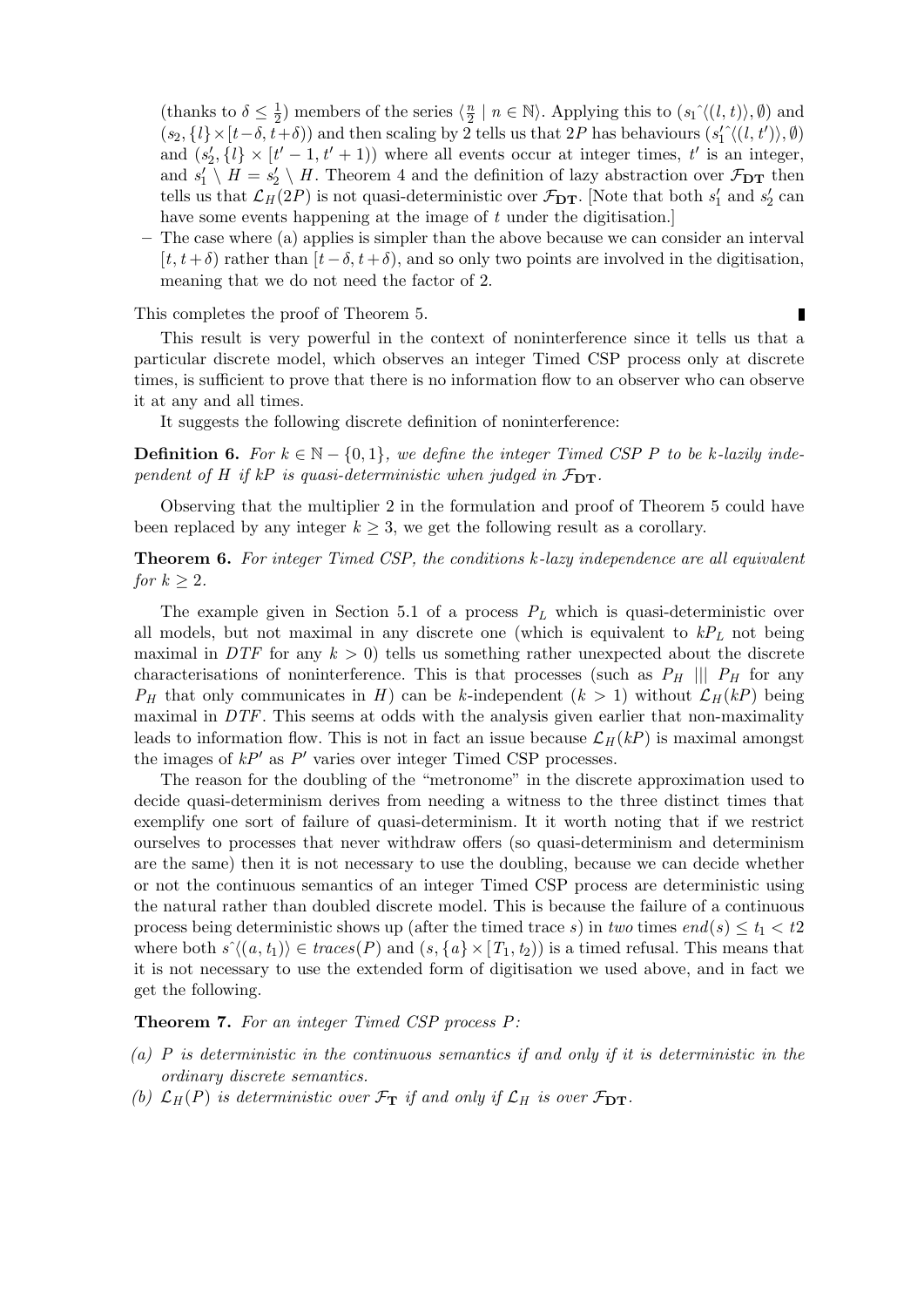(thanks to $\delta \leq \frac{1}{2}$) members of the series $\langle \frac{n}{2} \mid n \in \mathbb{N} \rangle$. Applying this to $(s_1\hat{}\langle(l,t)\rangle, \emptyset)$ and $(s_2, \{l\} \times [t-\delta, t+\delta))$ and then scaling by 2 tells us that $2P$ has behaviours $(s_1'\hat{}\langle(l,t')\rangle, \emptyset)$ and $(s_2', \{l\} \times [t'-1, t'+1))$ where all events occur at integer times, $t'$ is an integer, and $s_1' \setminus H = s_2' \setminus H$. Theorem 4 and the definition of lazy abstraction over $\mathcal{F}_{\mathbf{DT}}$ then tells us that $\mathcal{L}_H(2P)$ is not quasi-deterministic over $\mathcal{F}_{\mathbf{DT}}$. [Note that both $s_1'$ and $s_2'$ can have some events happening at the image of $t$ under the digitisation.]

– The case where (a) applies is simpler than the above because we can consider an interval $[t, t+\delta)$ rather than $[t-\delta, t+\delta)$, and so only two points are involved in the digitisation, meaning that we do not need the factor of 2.

This completes the proof of Theorem 5. ∎

This result is very powerful in the context of noninterference since it tells us that a particular discrete model, which observes an integer Timed CSP process only at discrete times, is sufficient to prove that there is no information flow to an observer who can observe it at any and all times.

It suggests the following discrete definition of noninterference:

**Definition 6.** *For $k \in \mathbb{N} - \{0,1\}$, we define the integer Timed CSP $P$ to be $k$-lazily independent of $H$ if $kP$ is quasi-deterministic when judged in $\mathcal{F}_{\mathbf{DT}}$.*

Observing that the multiplier 2 in the formulation and proof of Theorem 5 could have been replaced by any integer $k \geq 3$, we get the following result as a corollary.

**Theorem 6.** *For integer Timed CSP, the conditions $k$-lazy independence are all equivalent for $k \geq 2$.*

The example given in Section 5.1 of a process $P_L$ which is quasi-deterministic over all models, but not maximal in any discrete one (which is equivalent to $kP_L$ not being maximal in $DTF$ for any $k > 0$) tells us something rather unexpected about the discrete characterisations of noninterference. This is that processes (such as $P_H \mid\mid\mid P_H$ for any $P_H$ that only communicates in $H$) can be $k$-independent ($k > 1$) without $\mathcal{L}_H(kP)$ being maximal in $DTF$. This seems at odds with the analysis given earlier that non-maximality leads to information flow. This is not in fact an issue because $\mathcal{L}_H(kP)$ is maximal amongst the images of $kP'$ as $P'$ varies over integer Timed CSP processes.

The reason for the doubling of the "metronome" in the discrete approximation used to decide quasi-determinism derives from needing a witness to the three distinct times that exemplify one sort of failure of quasi-determinism. It it worth noting that if we restrict ourselves to processes that never withdraw offers (so quasi-determinism and determinism are the same) then it is not necessary to use the doubling, because we can decide whether or not the continuous semantics of an integer Timed CSP process are deterministic using the natural rather than doubled discrete model. This is because the failure of a continuous process being deterministic shows up (after the timed trace $s$) in *two* times $end(s) \leq t_1 < t2$ where both $s\hat{}\langle(a,t_1)\rangle \in traces(P)$ and $(s, \{a\} \times [T_1, t_2))$ is a timed refusal. This means that it is not necessary to use the extended form of digitisation we used above, and in fact we get the following.

**Theorem 7.** *For an integer Timed CSP process $P$:*

*(a) $P$ is deterministic in the continuous semantics if and only if it is deterministic in the ordinary discrete semantics.*

*(b) $\mathcal{L}_H(P)$ is deterministic over $\mathcal{F}_{\mathbf{T}}$ if and only if $\mathcal{L}_H$ is over $\mathcal{F}_{\mathbf{DT}}$.*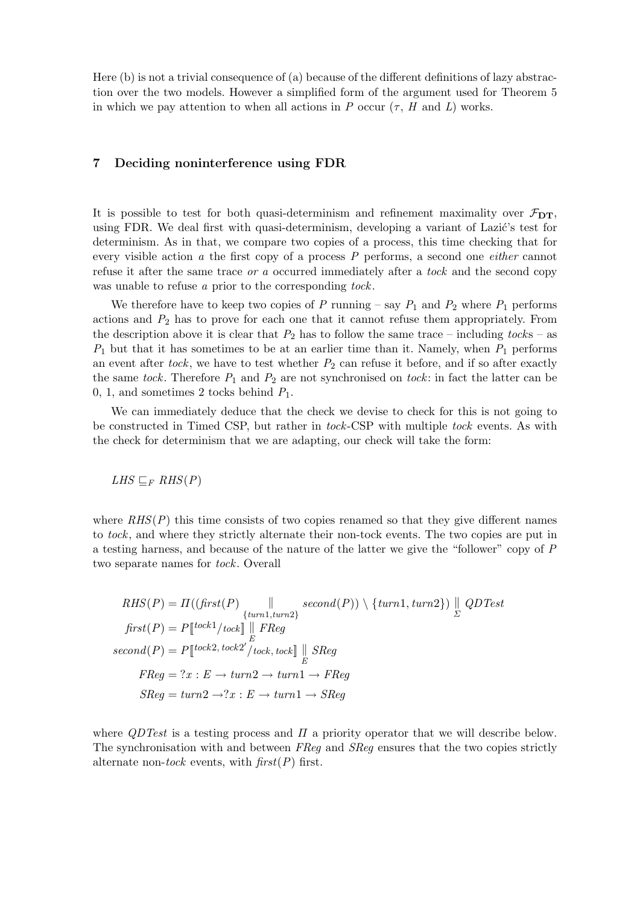Here (b) is not a trivial consequence of (a) because of the different definitions of lazy abstraction over the two models. However a simplified form of the argument used for Theorem 5 in which we pay attention to when all actions in $P$ occur ($\tau$, $H$ and $L$) works.

## 7 Deciding noninterference using FDR

It is possible to test for both quasi-determinism and refinement maximality over $\mathcal{F}_{\mathbf{DT}}$, using FDR. We deal first with quasi-determinism, developing a variant of Lazić's test for determinism. As in that, we compare two copies of a process, this time checking that for every visible action $a$ the first copy of a process $P$ performs, a second one *either* cannot refuse it after the same trace *or* $a$ occurred immediately after a *tock* and the second copy was unable to refuse $a$ prior to the corresponding *tock*.

We therefore have to keep two copies of $P$ running – say $P_1$ and $P_2$ where $P_1$ performs actions and $P_2$ has to prove for each one that it cannot refuse them appropriately. From the description above it is clear that $P_2$ has to follow the same trace – including *tock*s – as $P_1$ but that it has sometimes to be at an earlier time than it. Namely, when $P_1$ performs an event after *tock*, we have to test whether $P_2$ can refuse it before, and if so after exactly the same *tock*. Therefore $P_1$ and $P_2$ are not synchronised on *tock*: in fact the latter can be 0, 1, and sometimes 2 tocks behind $P_1$.

We can immediately deduce that the check we devise to check for this is not going to be constructed in Timed CSP, but rather in *tock*-CSP with multiple *tock* events. As with the check for determinism that we are adapting, our check will take the form:

$$LHS \sqsubseteq_F RHS(P)$$

where $RHS(P)$ this time consists of two copies renamed so that they give different names to *tock*, and where they strictly alternate their non-tock events. The two copies are put in a testing harness, and because of the nature of the latter we give the "follower" copy of $P$ two separate names for *tock*. Overall

$$
\begin{aligned}
RHS(P) &= \Pi((\mathit{first}(P) \underset{\{turn1, turn2\}}{\|} \mathit{second}(P)) \setminus \{turn1, turn2\}) \underset{\Sigma}{\|} \mathit{QDTest} \\
\mathit{first}(P) &= P[\![^{tock1}/_{tock}]\!] \underset{E}{\|} \mathit{FReg} \\
\mathit{second}(P) &= P[\![^{tock2,\, tock2'}/_{tock,\, tock}]\!] \underset{E}{\|} \mathit{SReg} \\
\mathit{FReg} &= ?x : E \rightarrow turn2 \rightarrow turn1 \rightarrow \mathit{FReg} \\
\mathit{SReg} &= turn2 \rightarrow ?x : E \rightarrow turn1 \rightarrow \mathit{SReg}
\end{aligned}
$$

where *QDTest* is a testing process and $\Pi$ a priority operator that we will describe below. The synchronisation with and between *FReg* and *SReg* ensures that the two copies strictly alternate non-*tock* events, with $\mathit{first}(P)$ first.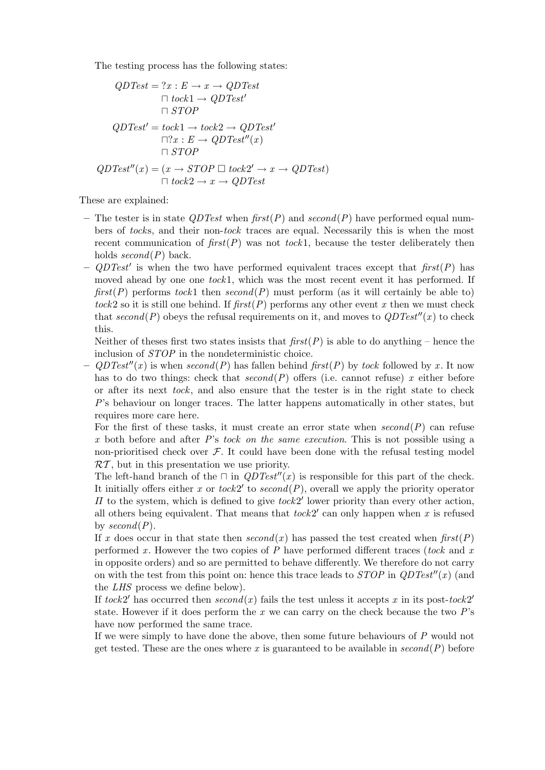The testing process has the following states:

$$
\begin{aligned}
QDTest &= ?x : E \to x \to QDTest \\
&\quad \sqcap\ tock1 \to QDTest' \\
&\quad \sqcap\ STOP \\
QDTest' &= tock1 \to tock2 \to QDTest' \\
&\quad \sqcap ?x : E \to QDTest''(x) \\
&\quad \sqcap\ STOP \\
QDTest''(x) &= (x \to STOP \,\square\, tock2' \to x \to QDTest) \\
&\quad \sqcap\ tock2 \to x \to QDTest
\end{aligned}
$$

These are explained:

- The tester is in state $QDTest$ when $\mathit{first}(P)$ and $\mathit{second}(P)$ have performed equal numbers of *tock*s, and their non-*tock* traces are equal. Necessarily this is when the most recent communication of $\mathit{first}(P)$ was not $tock1$, because the tester deliberately then holds $\mathit{second}(P)$ back.
- $QDTest'$ is when the two have performed equivalent traces except that $\mathit{first}(P)$ has moved ahead by one one $tock1$, which was the most recent event it has performed. If $\mathit{first}(P)$ performs $tock1$ then $\mathit{second}(P)$ must perform (as it will certainly be able to) $tock2$ so it is still one behind. If $\mathit{first}(P)$ performs any other event $x$ then we must check that $\mathit{second}(P)$ obeys the refusal requirements on it, and moves to $QDTest''(x)$ to check this.

  Neither of theses first two states insists that $\mathit{first}(P)$ is able to do anything – hence the inclusion of $STOP$ in the nondeterministic choice.
- $QDTest''(x)$ is when $\mathit{second}(P)$ has fallen behind $\mathit{first}(P)$ by *tock* followed by $x$. It now has to do two things: check that $\mathit{second}(P)$ offers (i.e. cannot refuse) $x$ either before or after its next *tock*, and also ensure that the tester is in the right state to check $P$'s behaviour on longer traces. The latter happens automatically in other states, but requires more care here.

  For the first of these tasks, it must create an error state when $\mathit{second}(P)$ can refuse $x$ both before and after $P$'s *tock on the same execution*. This is not possible using a non-prioritised check over $\mathcal{F}$. It could have been done with the refusal testing model $\mathcal{RT}$, but in this presentation we use priority.

  The left-hand branch of the $\sqcap$ in $QDTest''(x)$ is responsible for this part of the check. It initially offers either $x$ or $tock2'$ to $\mathit{second}(P)$, overall we apply the priority operator $\Pi$ to the system, which is defined to give $tock2'$ lower priority than every other action, all others being equivalent. That means that $tock2'$ can only happen when $x$ is refused by $\mathit{second}(P)$.

  If $x$ does occur in that state then $\mathit{second}(x)$ has passed the test created when $\mathit{first}(P)$ performed $x$. However the two copies of $P$ have performed different traces (*tock* and $x$ in opposite orders) and so are permitted to behave differently. We therefore do not carry on with the test from this point on: hence this trace leads to $STOP$ in $QDTest''(x)$ (and the $LHS$ process we define below).

  If $tock2'$ has occurred then $\mathit{second}(x)$ fails the test unless it accepts $x$ in its post-$tock2'$ state. However if it does perform the $x$ we can carry on the check because the two $P$'s have now performed the same trace.

  If we were simply to have done the above, then some future behaviours of $P$ would not get tested. These are the ones where $x$ is guaranteed to be available in $\mathit{second}(P)$ before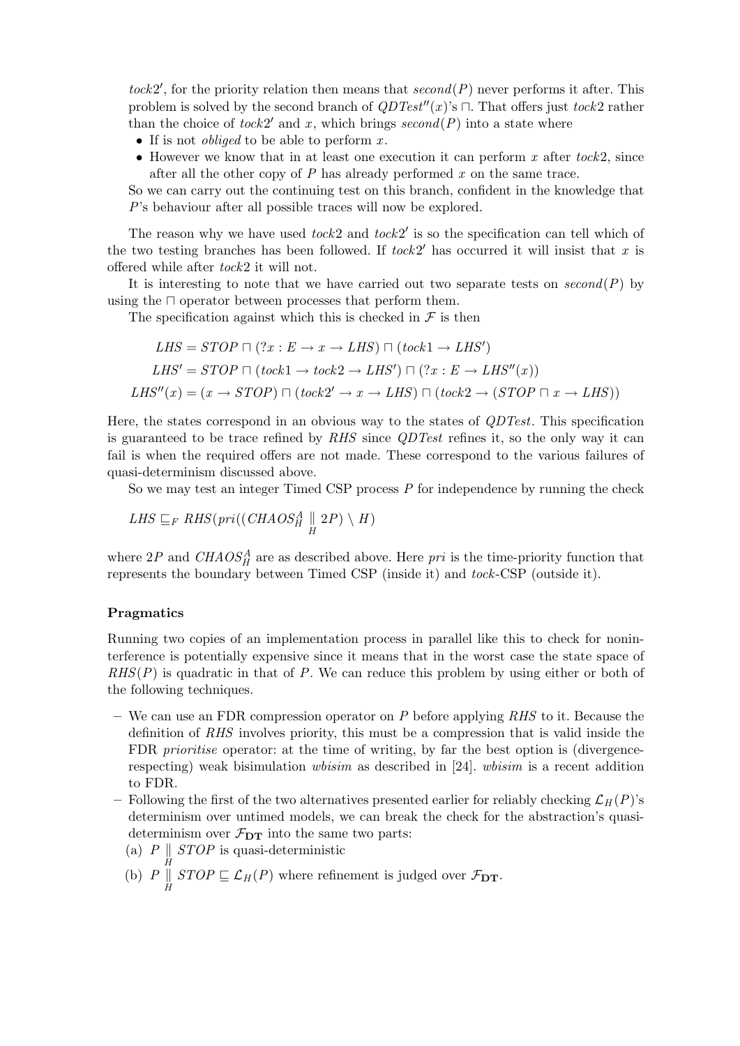$tock2'$, for the priority relation then means that $second(P)$ never performs it after. This problem is solved by the second branch of $QDTest''(x)$'s $\sqcap$. That offers just $tock2$ rather than the choice of $tock2'$ and $x$, which brings $second(P)$ into a state where

- If is not *obliged* to be able to perform $x$.
- However we know that in at least one execution it can perform $x$ after $tock2$, since after all the other copy of $P$ has already performed $x$ on the same trace.

So we can carry out the continuing test on this branch, confident in the knowledge that $P$'s behaviour after all possible traces will now be explored.

The reason why we have used $tock2$ and $tock2'$ is so the specification can tell which of the two testing branches has been followed. If $tock2'$ has occurred it will insist that $x$ is offered while after $tock2$ it will not.

It is interesting to note that we have carried out two separate tests on $second(P)$ by using the $\sqcap$ operator between processes that perform them.

The specification against which this is checked in $\mathcal{F}$ is then

$$
\begin{aligned}
LHS &= STOP \sqcap (?x : E \to x \to LHS) \sqcap (tock1 \to LHS') \\
LHS' &= STOP \sqcap (tock1 \to tock2 \to LHS') \sqcap (?x : E \to LHS''(x)) \\
LHS''(x) &= (x \to STOP) \sqcap (tock2' \to x \to LHS) \sqcap (tock2 \to (STOP \sqcap x \to LHS))
\end{aligned}
$$

Here, the states correspond in an obvious way to the states of $QDTest$. This specification is guaranteed to be trace refined by $RHS$ since $QDTest$ refines it, so the only way it can fail is when the required offers are not made. These correspond to the various failures of quasi-determinism discussed above.

So we may test an integer Timed CSP process $P$ for independence by running the check

$$LHS \sqsubseteq_F RHS(pri((CHAOS_H^A \underset{H}{\parallel} 2P) \setminus H)$$

where $2P$ and $CHAOS_H^A$ are as described above. Here $pri$ is the time-priority function that represents the boundary between Timed CSP (inside it) and $tock$-CSP (outside it).

### Pragmatics

Running two copies of an implementation process in parallel like this to check for noninterference is potentially expensive since it means that in the worst case the state space of $RHS(P)$ is quadratic in that of $P$. We can reduce this problem by using either or both of the following techniques.

- We can use an FDR compression operator on $P$ before applying $RHS$ to it. Because the definition of $RHS$ involves priority, this must be a compression that is valid inside the FDR *prioritise* operator: at the time of writing, by far the best option is (divergence-respecting) weak bisimulation *wbisim* as described in [24]. *wbisim* is a recent addition to FDR.
- Following the first of the two alternatives presented earlier for reliably checking $\mathcal{L}_H(P)$'s determinism over untimed models, we can break the check for the abstraction's quasi-determinism over $\mathcal{F}_{\mathbf{DT}}$ into the same two parts:
  (a) $P \underset{H}{\parallel} STOP$ is quasi-deterministic
  (b) $P \underset{H}{\parallel} STOP \sqsubseteq \mathcal{L}_H(P)$ where refinement is judged over $\mathcal{F}_{\mathbf{DT}}$.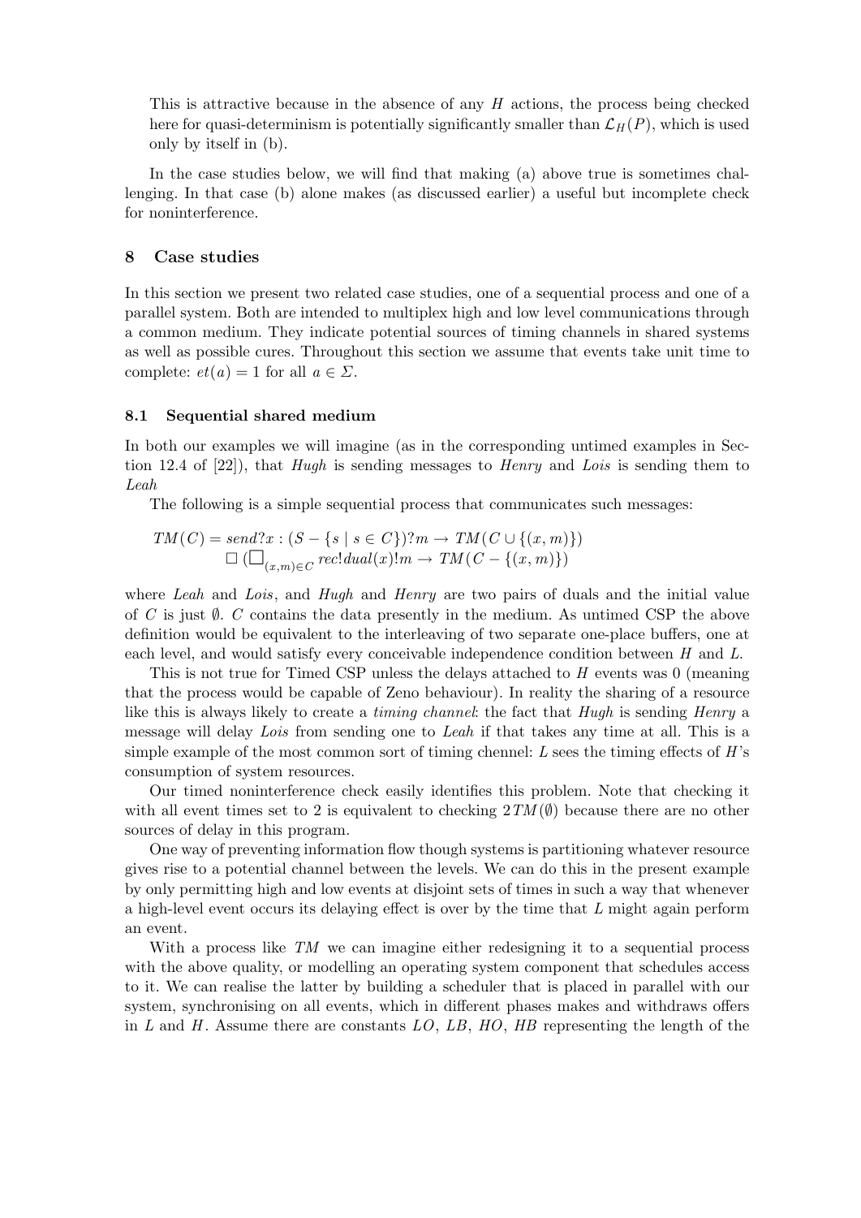This is attractive because in the absence of any $H$ actions, the process being checked here for quasi-determinism is potentially significantly smaller than $\mathcal{L}_H(P)$, which is used only by itself in (b).

In the case studies below, we will find that making (a) above true is sometimes challenging. In that case (b) alone makes (as discussed earlier) a useful but incomplete check for noninterference.

## 8 Case studies

In this section we present two related case studies, one of a sequential process and one of a parallel system. Both are intended to multiplex high and low level communications through a common medium. They indicate potential sources of timing channels in shared systems as well as possible cures. Throughout this section we assume that events take unit time to complete: $et(a) = 1$ for all $a \in \Sigma$.

### 8.1 Sequential shared medium

In both our examples we will imagine (as in the corresponding untimed examples in Section 12.4 of [22]), that *Hugh* is sending messages to *Henry* and *Lois* is sending them to *Leah*

The following is a simple sequential process that communicates such messages:

$$TM(C) = send?x : (S - \{s \mid s \in C\})?m \rightarrow TM(C \cup \{(x,m)\})$$
$$\Box\ (\Box_{(x,m) \in C}\ rec!dual(x)!m \rightarrow TM(C - \{(x,m)\})$$

where *Leah* and *Lois*, and *Hugh* and *Henry* are two pairs of duals and the initial value of $C$ is just $\emptyset$. $C$ contains the data presently in the medium. As untimed CSP the above definition would be equivalent to the interleaving of two separate one-place buffers, one at each level, and would satisfy every conceivable independence condition between $H$ and $L$.

This is not true for Timed CSP unless the delays attached to $H$ events was 0 (meaning that the process would be capable of Zeno behaviour). In reality the sharing of a resource like this is always likely to create a *timing channel*: the fact that *Hugh* is sending *Henry* a message will delay *Lois* from sending one to *Leah* if that takes any time at all. This is a simple example of the most common sort of timing chennel: $L$ sees the timing effects of $H$'s consumption of system resources.

Our timed noninterference check easily identifies this problem. Note that checking it with all event times set to 2 is equivalent to checking $2\,TM(\emptyset)$ because there are no other sources of delay in this program.

One way of preventing information flow though systems is partitioning whatever resource gives rise to a potential channel between the levels. We can do this in the present example by only permitting high and low events at disjoint sets of times in such a way that whenever a high-level event occurs its delaying effect is over by the time that $L$ might again perform an event.

With a process like $TM$ we can imagine either redesigning it to a sequential process with the above quality, or modelling an operating system component that schedules access to it. We can realise the latter by building a scheduler that is placed in parallel with our system, synchronising on all events, which in different phases makes and withdraws offers in $L$ and $H$. Assume there are constants $LO$, $LB$, $HO$, $HB$ representing the length of the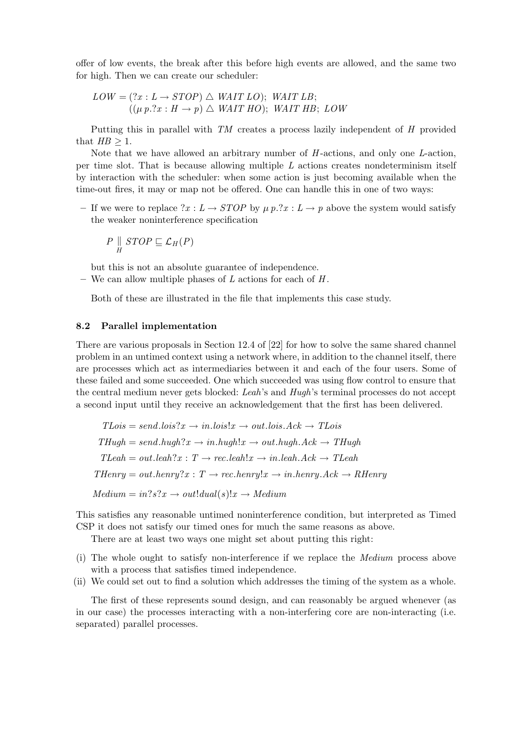offer of low events, the break after this before high events are allowed, and the same two for high. Then we can create our scheduler:

$$LOW = (?x : L \to STOP) \triangle \ WAIT\ LO);\ WAIT\ LB;$$
$$((\mu\, p.?x : H \to p) \triangle \ WAIT\ HO);\ WAIT\ HB;\ LOW$$

Putting this in parallel with $TM$ creates a process lazily independent of $H$ provided that $HB \geq 1$.

Note that we have allowed an arbitrary number of $H$-actions, and only one $L$-action, per time slot. That is because allowing multiple $L$ actions creates nondeterminism itself by interaction with the scheduler: when some action is just becoming available when the time-out fires, it may or map not be offered. One can handle this in one of two ways:

- If we were to replace $?x : L \to STOP$ by $\mu\, p.?x : L \to p$ above the system would satisfy the weaker noninterference specification

  $$P \underset{H}{\parallel} STOP \sqsubseteq \mathcal{L}_H(P)$$

  but this is not an absolute guarantee of independence.
- We can allow multiple phases of $L$ actions for each of $H$.

Both of these are illustrated in the file that implements this case study.

### 8.2 Parallel implementation

There are various proposals in Section 12.4 of [22] for how to solve the same shared channel problem in an untimed context using a network where, in addition to the channel itself, there are processes which act as intermediaries between it and each of the four users. Some of these failed and some succeeded. One which succeeded was using flow control to ensure that the central medium never gets blocked: *Leah*'s and *Hugh*'s terminal processes do not accept a second input until they receive an acknowledgement that the first has been delivered.

$$TLois = send.lois?x \to in.lois!x \to out.lois.Ack \to TLois$$
$$THugh = send.hugh?x \to in.hugh!x \to out.hugh.Ack \to THugh$$
$$TLeah = out.leah?x : T \to rec.leah!x \to in.leah.Ack \to TLeah$$
$$THenry = out.henry?x : T \to rec.henry!x \to in.henry.Ack \to RHenry$$
$$Medium = in?s?x \to out!dual(s)!x \to Medium$$

This satisfies any reasonable untimed noninterference condition, but interpreted as Timed CSP it does not satisfy our timed ones for much the same reasons as above.

There are at least two ways one might set about putting this right:

(i) The whole ought to satisfy non-interference if we replace the *Medium* process above with a process that satisfies timed independence.
(ii) We could set out to find a solution which addresses the timing of the system as a whole.

The first of these represents sound design, and can reasonably be argued whenever (as in our case) the processes interacting with a non-interfering core are non-interacting (i.e. separated) parallel processes.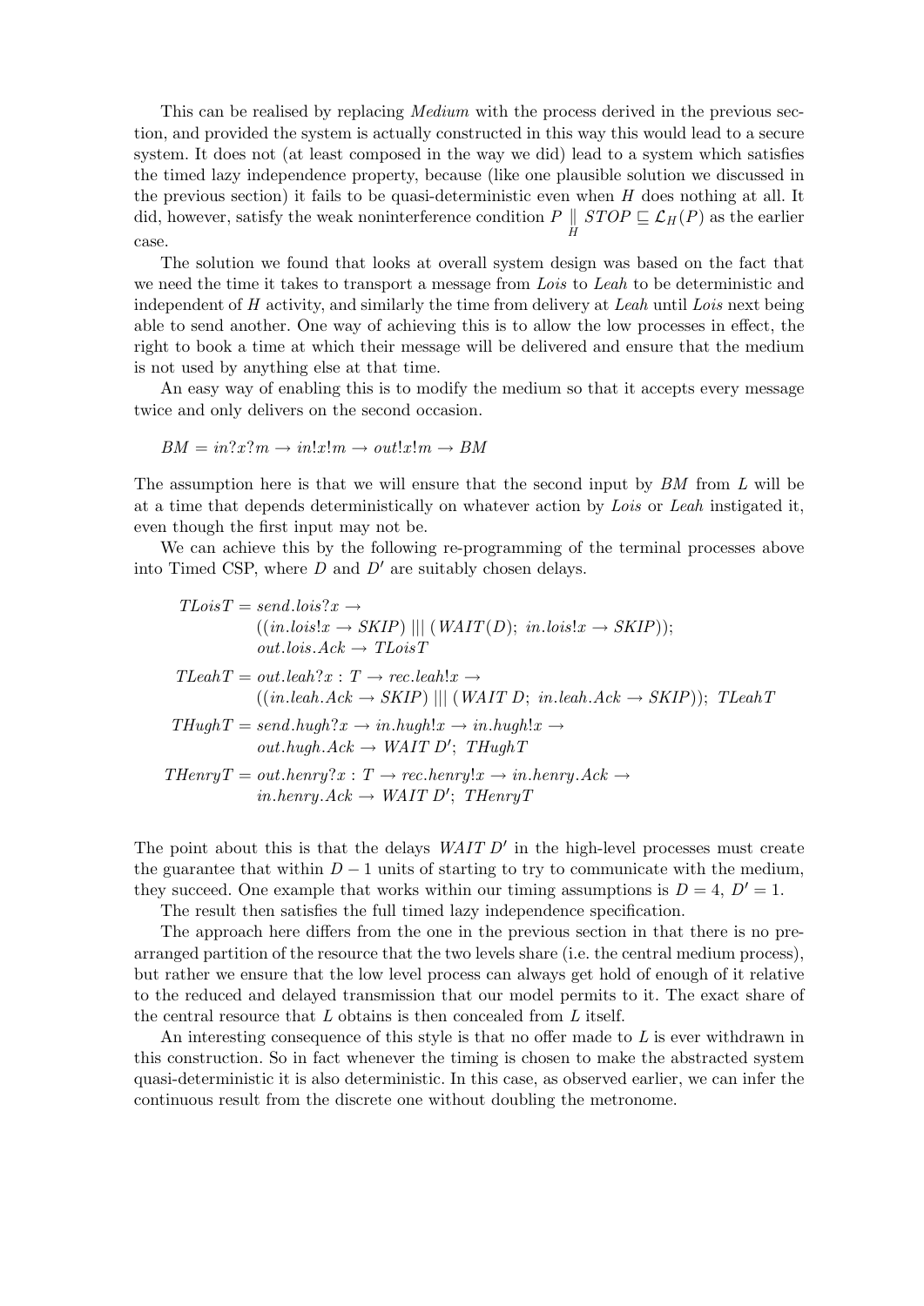This can be realised by replacing *Medium* with the process derived in the previous section, and provided the system is actually constructed in this way this would lead to a secure system. It does not (at least composed in the way we did) lead to a system which satisfies the timed lazy independence property, because (like one plausible solution we discussed in the previous section) it fails to be quasi-deterministic even when $H$ does nothing at all. It did, however, satisfy the weak noninterference condition $P \underset{H}{\parallel} STOP \sqsubseteq \mathcal{L}_H(P)$ as the earlier case.

The solution we found that looks at overall system design was based on the fact that we need the time it takes to transport a message from *Lois* to *Leah* to be deterministic and independent of $H$ activity, and similarly the time from delivery at *Leah* until *Lois* next being able to send another. One way of achieving this is to allow the low processes in effect, the right to book a time at which their message will be delivered and ensure that the medium is not used by anything else at that time.

An easy way of enabling this is to modify the medium so that it accepts every message twice and only delivers on the second occasion.

$$BM = in?x?m \rightarrow in!x!m \rightarrow out!x!m \rightarrow BM$$

The assumption here is that we will ensure that the second input by $BM$ from $L$ will be at a time that depends deterministically on whatever action by *Lois* or *Leah* instigated it, even though the first input may not be.

We can achieve this by the following re-programming of the terminal processes above into Timed CSP, where $D$ and $D'$ are suitably chosen delays.

$$\begin{aligned}
TLoisT &= send.lois?x \rightarrow \\
&\quad ((in.lois!x \rightarrow SKIP) \;|||\; (WAIT(D);\; in.lois!x \rightarrow SKIP)); \\
&\quad out.lois.Ack \rightarrow TLoisT \\
TLeahT &= out.leah?x : T \rightarrow rec.leah!x \rightarrow \\
&\quad ((in.leah.Ack \rightarrow SKIP) \;|||\; (WAIT\ D;\; in.leah.Ack \rightarrow SKIP));\; TLeahT \\
THughT &= send.hugh?x \rightarrow in.hugh!x \rightarrow in.hugh!x \rightarrow \\
&\quad out.hugh.Ack \rightarrow WAIT\ D';\; THughT \\
THenryT &= out.henry?x : T \rightarrow rec.henry!x \rightarrow in.henry.Ack \rightarrow \\
&\quad in.henry.Ack \rightarrow WAIT\ D';\; THenryT
\end{aligned}$$

The point about this is that the delays $WAIT\ D'$ in the high-level processes must create the guarantee that within $D-1$ units of starting to try to communicate with the medium, they succeed. One example that works within our timing assumptions is $D = 4,\ D' = 1$.

The result then satisfies the full timed lazy independence specification.

The approach here differs from the one in the previous section in that there is no pre-arranged partition of the resource that the two levels share (i.e. the central medium process), but rather we ensure that the low level process can always get hold of enough of it relative to the reduced and delayed transmission that our model permits to it. The exact share of the central resource that $L$ obtains is then concealed from $L$ itself.

An interesting consequence of this style is that no offer made to $L$ is ever withdrawn in this construction. So in fact whenever the timing is chosen to make the abstracted system quasi-deterministic it is also deterministic. In this case, as observed earlier, we can infer the continuous result from the discrete one without doubling the metronome.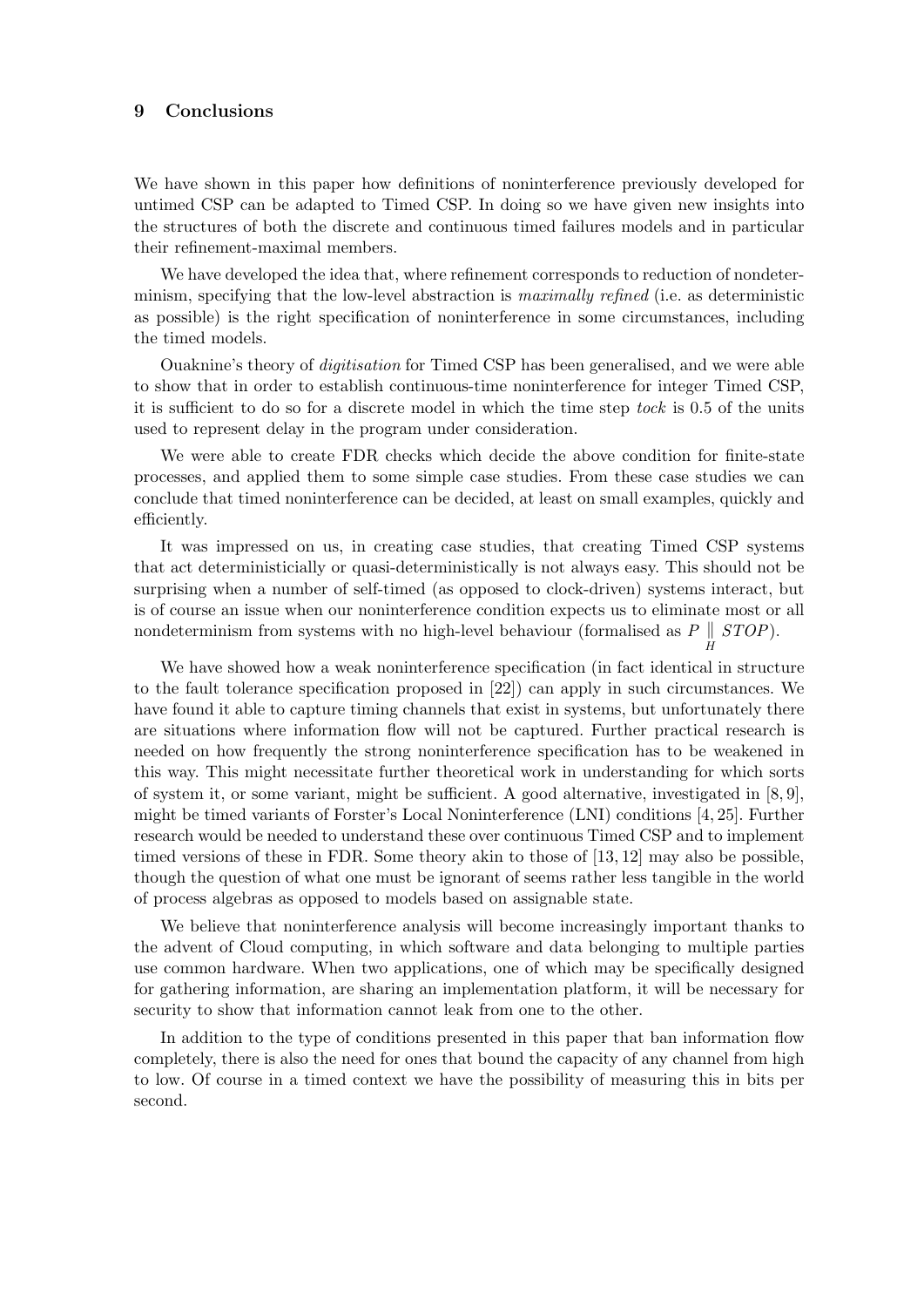## 9 Conclusions

We have shown in this paper how definitions of noninterference previously developed for untimed CSP can be adapted to Timed CSP. In doing so we have given new insights into the structures of both the discrete and continuous timed failures models and in particular their refinement-maximal members.

We have developed the idea that, where refinement corresponds to reduction of nondeterminism, specifying that the low-level abstraction is *maximally refined* (i.e. as deterministic as possible) is the right specification of noninterference in some circumstances, including the timed models.

Ouaknine's theory of *digitisation* for Timed CSP has been generalised, and we were able to show that in order to establish continuous-time noninterference for integer Timed CSP, it is sufficient to do so for a discrete model in which the time step *tock* is 0.5 of the units used to represent delay in the program under consideration.

We were able to create FDR checks which decide the above condition for finite-state processes, and applied them to some simple case studies. From these case studies we can conclude that timed noninterference can be decided, at least on small examples, quickly and efficiently.

It was impressed on us, in creating case studies, that creating Timed CSP systems that act deterministicially or quasi-deterministically is not always easy. This should not be surprising when a number of self-timed (as opposed to clock-driven) systems interact, but is of course an issue when our noninterference condition expects us to eliminate most or all nondeterminism from systems with no high-level behaviour (formalised as $P \underset{H}{\parallel} STOP$).

We have showed how a weak noninterference specification (in fact identical in structure to the fault tolerance specification proposed in [22]) can apply in such circumstances. We have found it able to capture timing channels that exist in systems, but unfortunately there are situations where information flow will not be captured. Further practical research is needed on how frequently the strong noninterference specification has to be weakened in this way. This might necessitate further theoretical work in understanding for which sorts of system it, or some variant, might be sufficient. A good alternative, investigated in [8, 9], might be timed variants of Forster's Local Noninterference (LNI) conditions [4, 25]. Further research would be needed to understand these over continuous Timed CSP and to implement timed versions of these in FDR. Some theory akin to those of [13, 12] may also be possible, though the question of what one must be ignorant of seems rather less tangible in the world of process algebras as opposed to models based on assignable state.

We believe that noninterference analysis will become increasingly important thanks to the advent of Cloud computing, in which software and data belonging to multiple parties use common hardware. When two applications, one of which may be specifically designed for gathering information, are sharing an implementation platform, it will be necessary for security to show that information cannot leak from one to the other.

In addition to the type of conditions presented in this paper that ban information flow completely, there is also the need for ones that bound the capacity of any channel from high to low. Of course in a timed context we have the possibility of measuring this in bits per second.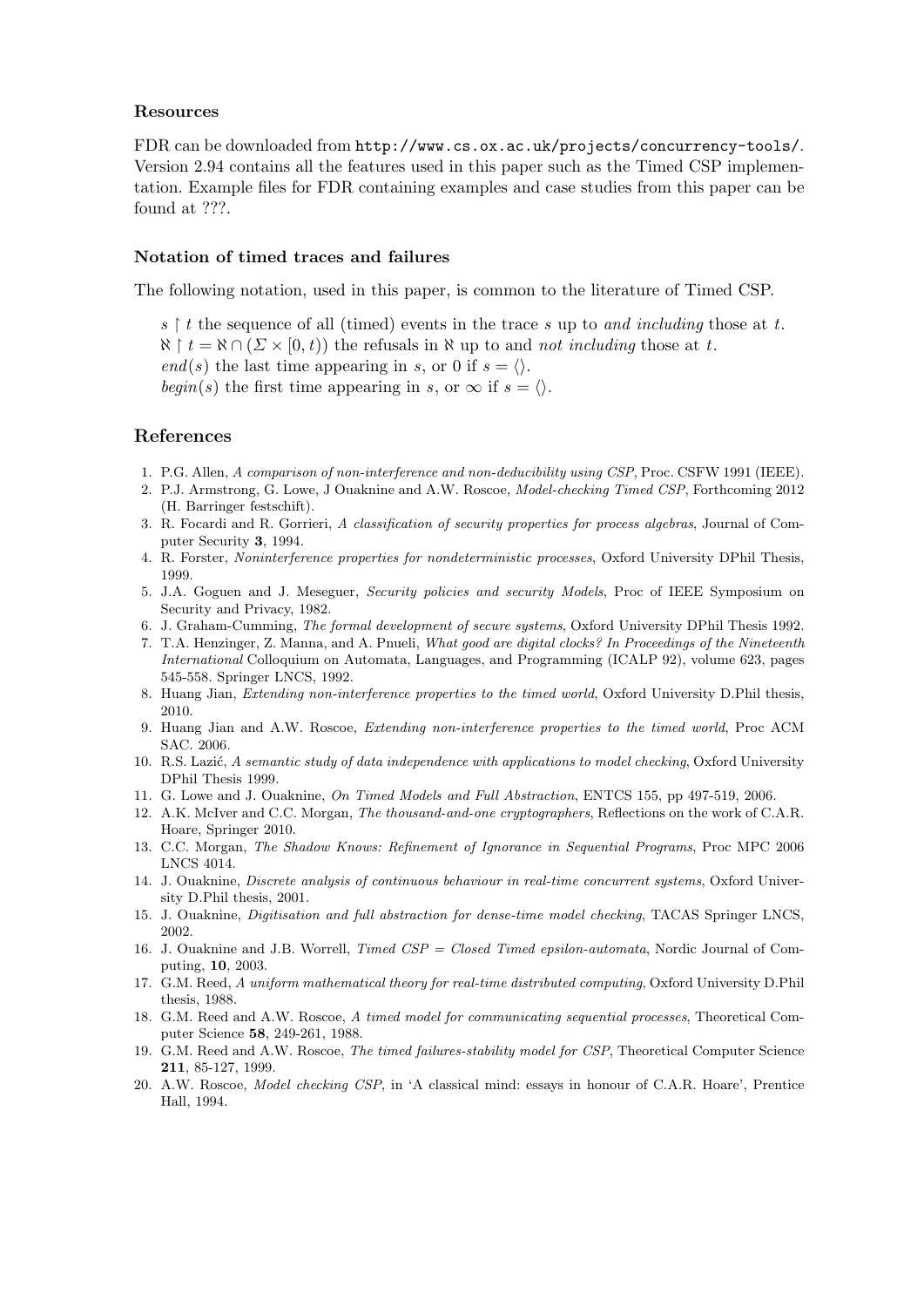### Resources

FDR can be downloaded from `http://www.cs.ox.ac.uk/projects/concurrency-tools/`. Version 2.94 contains all the features used in this paper such as the Timed CSP implementation. Example files for FDR containing examples and case studies from this paper can be found at ???.

### Notation of timed traces and failures

The following notation, used in this paper, is common to the literature of Timed CSP.

$s \upharpoonright t$ the sequence of all (timed) events in the trace $s$ up to *and including* those at $t$.
$\aleph \upharpoonright t = \aleph \cap (\Sigma \times [0, t))$ the refusals in $\aleph$ up to and *not including* those at $t$.
$end(s)$ the last time appearing in $s$, or 0 if $s = \langle\rangle$.
$begin(s)$ the first time appearing in $s$, or $\infty$ if $s = \langle\rangle$.

## References

1. P.G. Allen, *A comparison of non-interference and non-deducibility using CSP*, Proc. CSFW 1991 (IEEE).
2. P.J. Armstrong, G. Lowe, J Ouaknine and A.W. Roscoe, *Model-checking Timed CSP*, Forthcoming 2012 (H. Barringer festschift).
3. R. Focardi and R. Gorrieri, *A classification of security properties for process algebras*, Journal of Computer Security **3**, 1994.
4. R. Forster, *Noninterference properties for nondeterministic processes*, Oxford University DPhil Thesis, 1999.
5. J.A. Goguen and J. Meseguer, *Security policies and security Models*, Proc of IEEE Symposium on Security and Privacy, 1982.
6. J. Graham-Cumming, *The formal development of secure systems*, Oxford University DPhil Thesis 1992.
7. T.A. Henzinger, Z. Manna, and A. Pnueli, *What good are digital clocks? In Proceedings of the Nineteenth International* Colloquium on Automata, Languages, and Programming (ICALP 92), volume 623, pages 545-558. Springer LNCS, 1992.
8. Huang Jian, *Extending non-interference properties to the timed world*, Oxford University D.Phil thesis, 2010.
9. Huang Jian and A.W. Roscoe, *Extending non-interference properties to the timed world*, Proc ACM SAC. 2006.
10. R.S. Lazić, *A semantic study of data independence with applications to model checking*, Oxford University DPhil Thesis 1999.
11. G. Lowe and J. Ouaknine, *On Timed Models and Full Abstraction*, ENTCS 155, pp 497-519, 2006.
12. A.K. McIver and C.C. Morgan, *The thousand-and-one cryptographers*, Reflections on the work of C.A.R. Hoare, Springer 2010.
13. C.C. Morgan, *The Shadow Knows: Refinement of Ignorance in Sequential Programs*, Proc MPC 2006 LNCS 4014.
14. J. Ouaknine, *Discrete analysis of continuous behaviour in real-time concurrent systems*, Oxford University D.Phil thesis, 2001.
15. J. Ouaknine, *Digitisation and full abstraction for dense-time model checking*, TACAS Springer LNCS, 2002.
16. J. Ouaknine and J.B. Worrell, *Timed CSP = Closed Timed epsilon-automata*, Nordic Journal of Computing, **10**, 2003.
17. G.M. Reed, *A uniform mathematical theory for real-time distributed computing*, Oxford University D.Phil thesis, 1988.
18. G.M. Reed and A.W. Roscoe, *A timed model for communicating sequential processes*, Theoretical Computer Science **58**, 249-261, 1988.
19. G.M. Reed and A.W. Roscoe, *The timed failures-stability model for CSP*, Theoretical Computer Science **211**, 85-127, 1999.
20. A.W. Roscoe, *Model checking CSP*, in 'A classical mind: essays in honour of C.A.R. Hoare', Prentice Hall, 1994.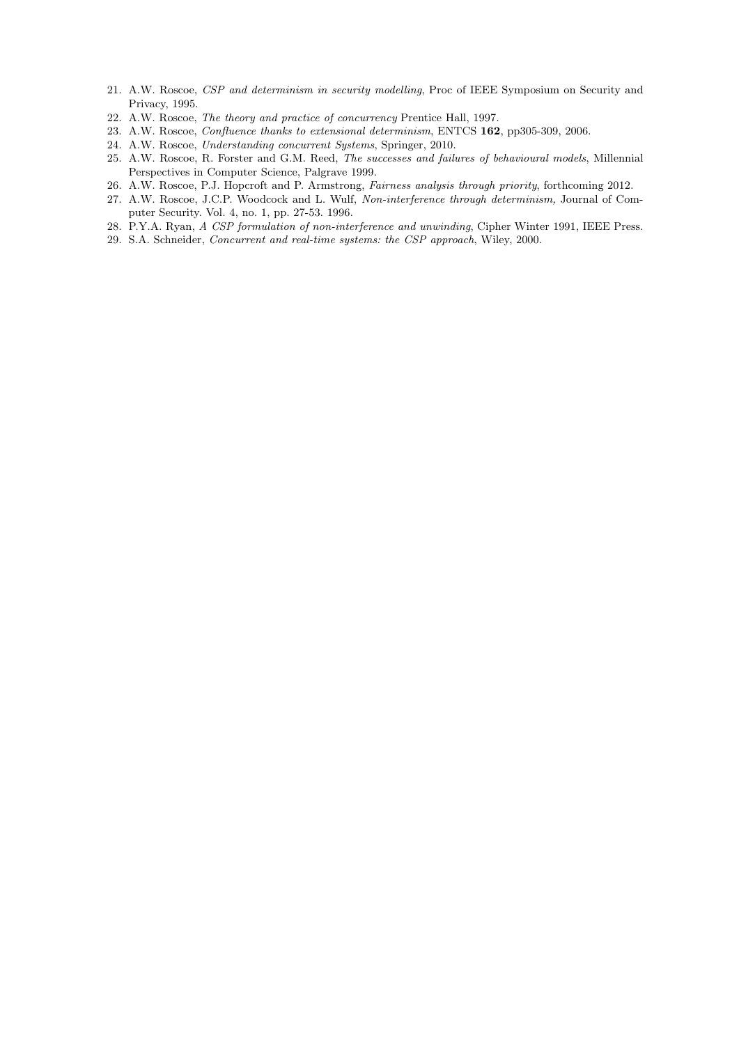21. A.W. Roscoe, *CSP and determinism in security modelling*, Proc of IEEE Symposium on Security and Privacy, 1995.
22. A.W. Roscoe, *The theory and practice of concurrency* Prentice Hall, 1997.
23. A.W. Roscoe, *Confluence thanks to extensional determinism*, ENTCS **162**, pp305-309, 2006.
24. A.W. Roscoe, *Understanding concurrent Systems*, Springer, 2010.
25. A.W. Roscoe, R. Forster and G.M. Reed, *The successes and failures of behavioural models*, Millennial Perspectives in Computer Science, Palgrave 1999.
26. A.W. Roscoe, P.J. Hopcroft and P. Armstrong, *Fairness analysis through priority*, forthcoming 2012.
27. A.W. Roscoe, J.C.P. Woodcock and L. Wulf, *Non-interference through determinism,* Journal of Computer Security. Vol. 4, no. 1, pp. 27-53. 1996.
28. P.Y.A. Ryan, *A CSP formulation of non-interference and unwinding*, Cipher Winter 1991, IEEE Press.
29. S.A. Schneider, *Concurrent and real-time systems: the CSP approach*, Wiley, 2000.